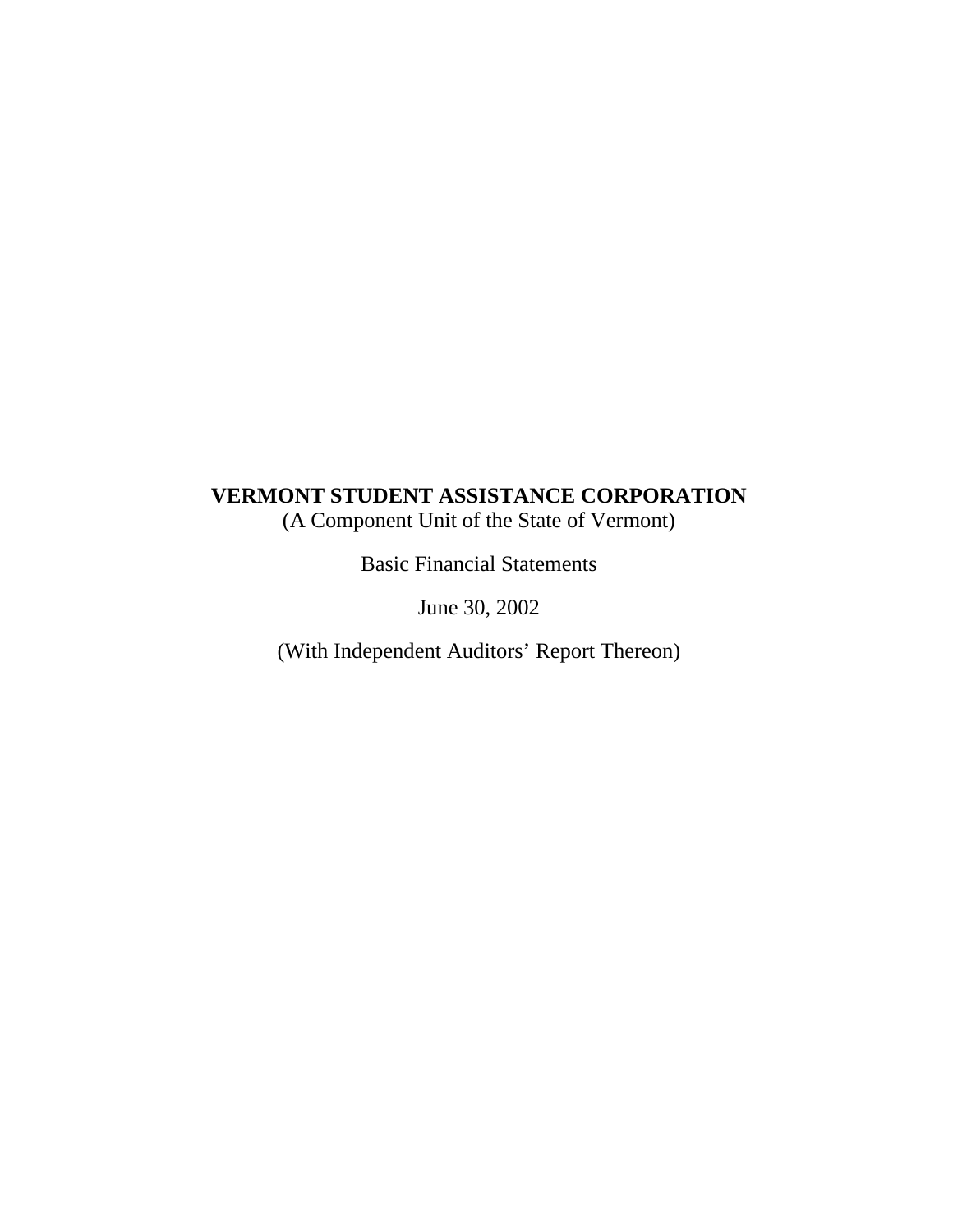# VERMONT STUDENT ASSISTANCE CORPORATION

(A Component Unit of the State of Vermont)

Basic Financial Statements

June 30, 2002

(With Independent Auditors' Report Thereon)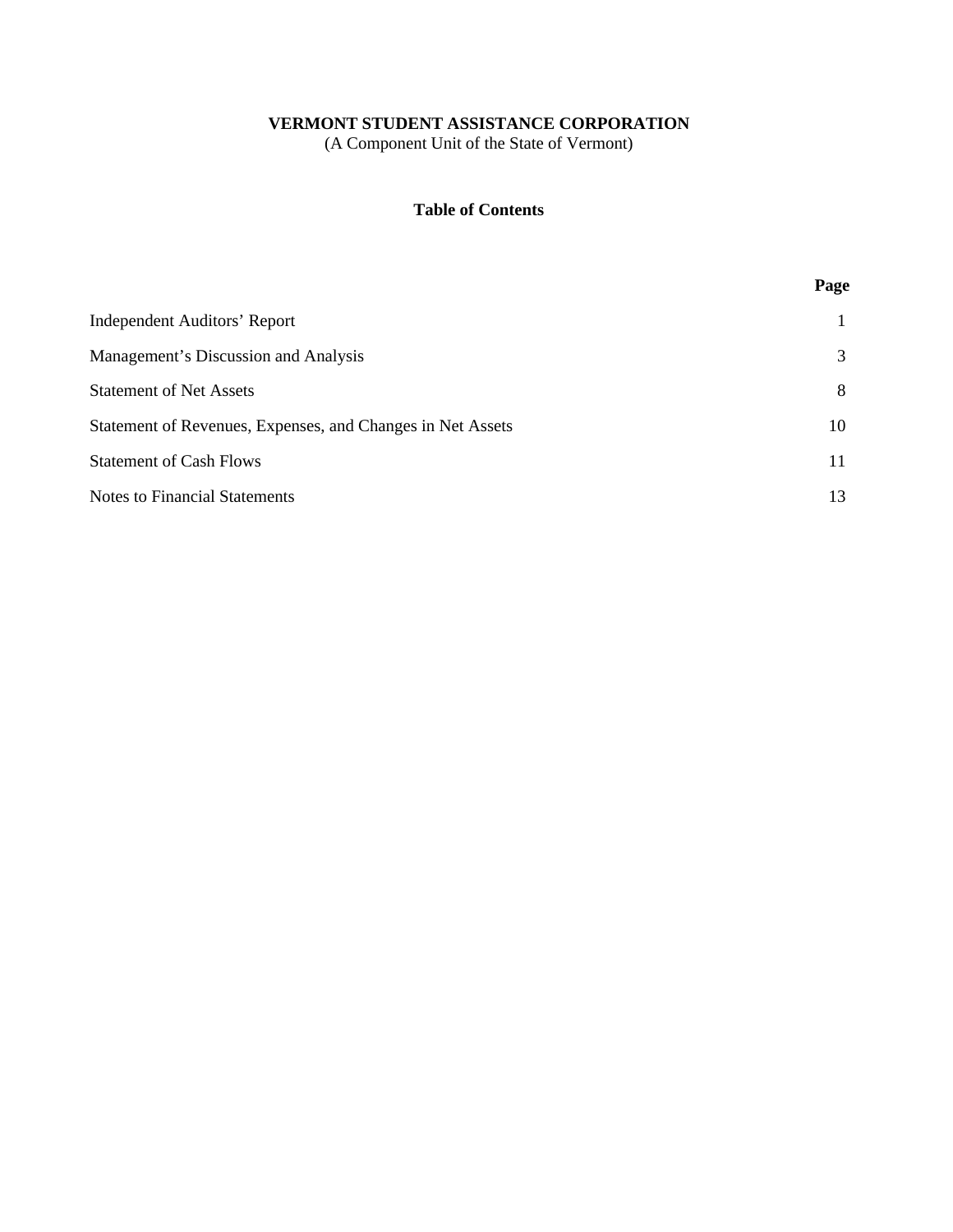**VERMONT STUDENT ASSISTANCE CORPORATION**
(A Component Unit of the State of Vermont)

**Table of Contents**

| | Page |
|---|---|
| Independent Auditors' Report | 1 |
| Management's Discussion and Analysis | 3 |
| Statement of Net Assets | 8 |
| Statement of Revenues, Expenses, and Changes in Net Assets | 10 |
| Statement of Cash Flows | 11 |
| Notes to Financial Statements | 13 |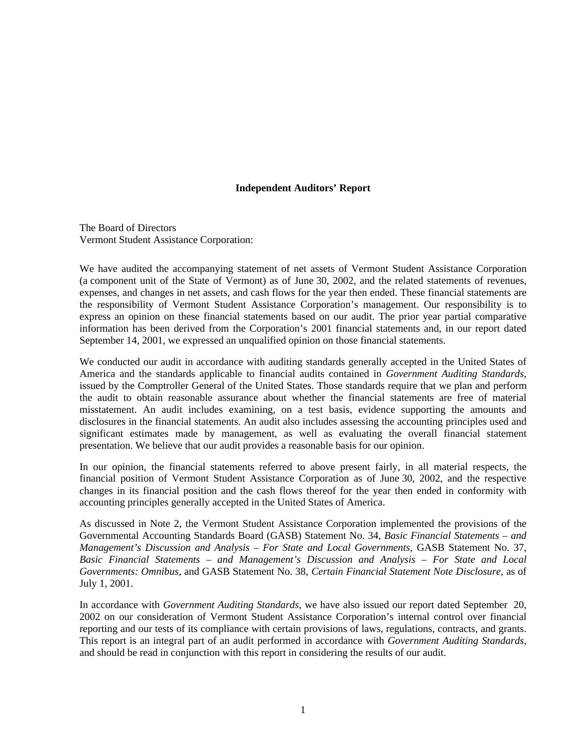## Independent Auditors' Report

The Board of Directors
Vermont Student Assistance Corporation:

We have audited the accompanying statement of net assets of Vermont Student Assistance Corporation (a component unit of the State of Vermont) as of June 30, 2002, and the related statements of revenues, expenses, and changes in net assets, and cash flows for the year then ended. These financial statements are the responsibility of Vermont Student Assistance Corporation's management. Our responsibility is to express an opinion on these financial statements based on our audit. The prior year partial comparative information has been derived from the Corporation's 2001 financial statements and, in our report dated September 14, 2001, we expressed an unqualified opinion on those financial statements.

We conducted our audit in accordance with auditing standards generally accepted in the United States of America and the standards applicable to financial audits contained in *Government Auditing Standards*, issued by the Comptroller General of the United States. Those standards require that we plan and perform the audit to obtain reasonable assurance about whether the financial statements are free of material misstatement. An audit includes examining, on a test basis, evidence supporting the amounts and disclosures in the financial statements. An audit also includes assessing the accounting principles used and significant estimates made by management, as well as evaluating the overall financial statement presentation. We believe that our audit provides a reasonable basis for our opinion.

In our opinion, the financial statements referred to above present fairly, in all material respects, the financial position of Vermont Student Assistance Corporation as of June 30, 2002, and the respective changes in its financial position and the cash flows thereof for the year then ended in conformity with accounting principles generally accepted in the United States of America.

As discussed in Note 2, the Vermont Student Assistance Corporation implemented the provisions of the Governmental Accounting Standards Board (GASB) Statement No. 34, *Basic Financial Statements – and Management's Discussion and Analysis – For State and Local Governments*, GASB Statement No. 37, *Basic Financial Statements – and Management's Discussion and Analysis – For State and Local Governments: Omnibus*, and GASB Statement No. 38, *Certain Financial Statement Note Disclosure*, as of July 1, 2001.

In accordance with *Government Auditing Standards*, we have also issued our report dated September 20, 2002 on our consideration of Vermont Student Assistance Corporation's internal control over financial reporting and our tests of its compliance with certain provisions of laws, regulations, contracts, and grants. This report is an integral part of an audit performed in accordance with *Government Auditing Standards*, and should be read in conjunction with this report in considering the results of our audit.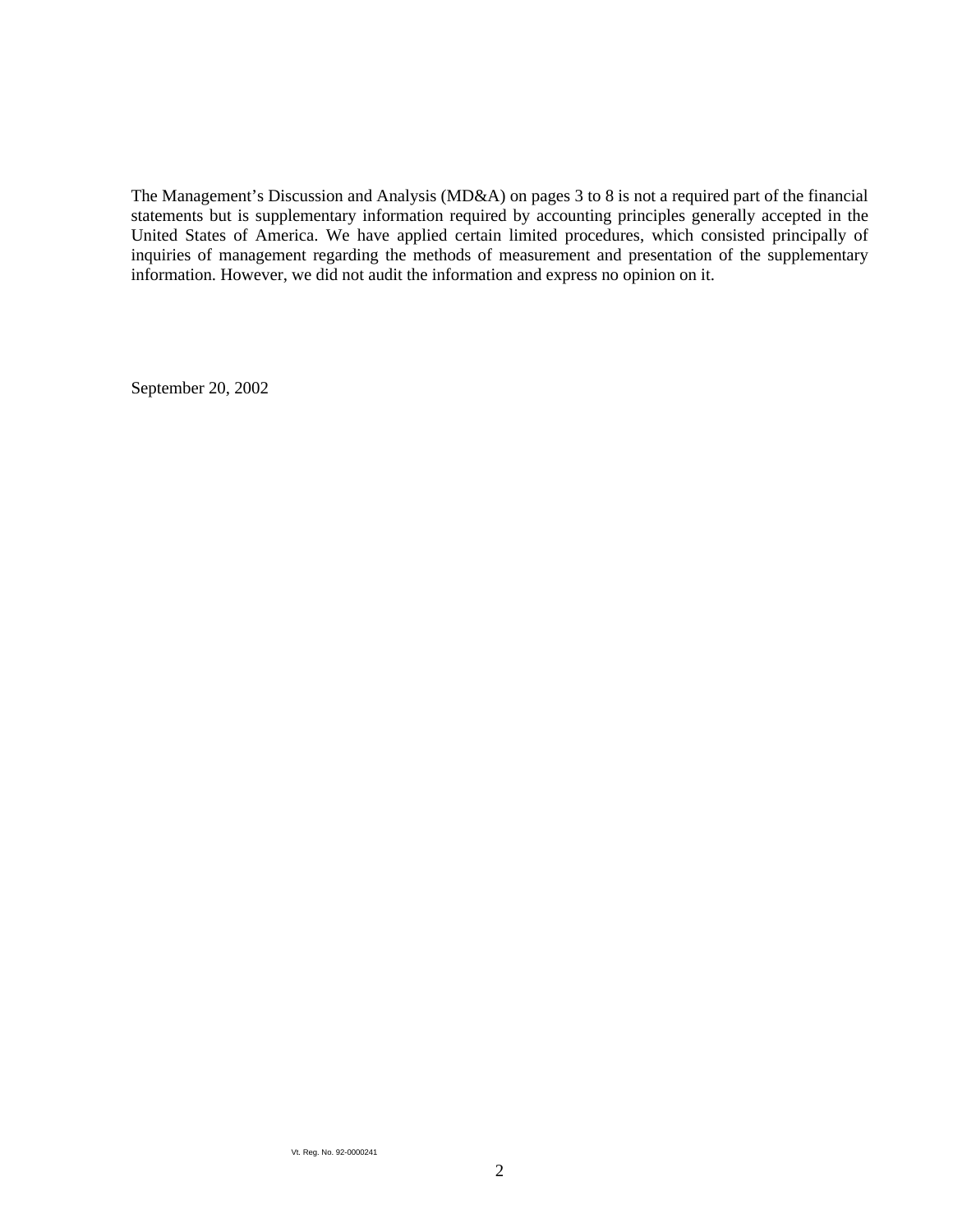The Management's Discussion and Analysis (MD&A) on pages 3 to 8 is not a required part of the financial statements but is supplementary information required by accounting principles generally accepted in the United States of America. We have applied certain limited procedures, which consisted principally of inquiries of management regarding the methods of measurement and presentation of the supplementary information. However, we did not audit the information and express no opinion on it.

September 20, 2002

Vt. Reg. No. 92-0000241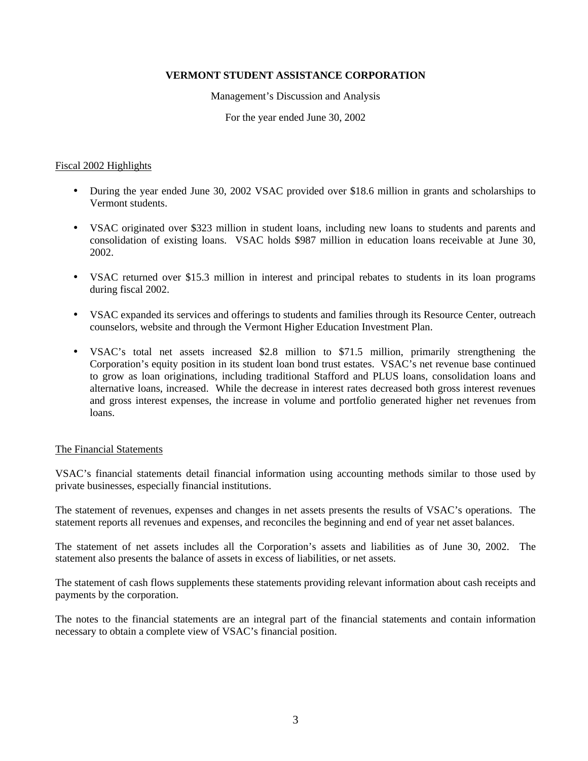**VERMONT STUDENT ASSISTANCE CORPORATION**

Management's Discussion and Analysis

For the year ended June 30, 2002

## Fiscal 2002 Highlights

- During the year ended June 30, 2002 VSAC provided over $18.6 million in grants and scholarships to Vermont students.
- VSAC originated over $323 million in student loans, including new loans to students and parents and consolidation of existing loans. VSAC holds $987 million in education loans receivable at June 30, 2002.
- VSAC returned over $15.3 million in interest and principal rebates to students in its loan programs during fiscal 2002.
- VSAC expanded its services and offerings to students and families through its Resource Center, outreach counselors, website and through the Vermont Higher Education Investment Plan.
- VSAC's total net assets increased $2.8 million to $71.5 million, primarily strengthening the Corporation's equity position in its student loan bond trust estates. VSAC's net revenue base continued to grow as loan originations, including traditional Stafford and PLUS loans, consolidation loans and alternative loans, increased. While the decrease in interest rates decreased both gross interest revenues and gross interest expenses, the increase in volume and portfolio generated higher net revenues from loans.

## The Financial Statements

VSAC's financial statements detail financial information using accounting methods similar to those used by private businesses, especially financial institutions.

The statement of revenues, expenses and changes in net assets presents the results of VSAC's operations. The statement reports all revenues and expenses, and reconciles the beginning and end of year net asset balances.

The statement of net assets includes all the Corporation's assets and liabilities as of June 30, 2002. The statement also presents the balance of assets in excess of liabilities, or net assets.

The statement of cash flows supplements these statements providing relevant information about cash receipts and payments by the corporation.

The notes to the financial statements are an integral part of the financial statements and contain information necessary to obtain a complete view of VSAC's financial position.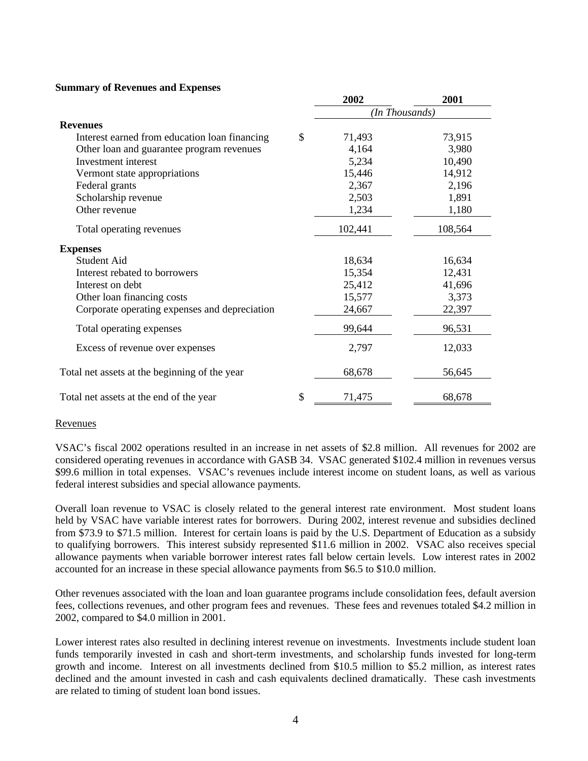**Summary of Revenues and Expenses**

| | | 2002 | 2001 |
|---|---|---|---|
| | | *(In Thousands)* | |
| **Revenues** | | | |
| Interest earned from education loan financing | $ | 71,493 | 73,915 |
| Other loan and guarantee program revenues | | 4,164 | 3,980 |
| Investment interest | | 5,234 | 10,490 |
| Vermont state appropriations | | 15,446 | 14,912 |
| Federal grants | | 2,367 | 2,196 |
| Scholarship revenue | | 2,503 | 1,891 |
| Other revenue | | 1,234 | 1,180 |
| Total operating revenues | | 102,441 | 108,564 |
| **Expenses** | | | |
| Student Aid | | 18,634 | 16,634 |
| Interest rebated to borrowers | | 15,354 | 12,431 |
| Interest on debt | | 25,412 | 41,696 |
| Other loan financing costs | | 15,577 | 3,373 |
| Corporate operating expenses and depreciation | | 24,667 | 22,397 |
| Total operating expenses | | 99,644 | 96,531 |
| Excess of revenue over expenses | | 2,797 | 12,033 |
| Total net assets at the beginning of the year | | 68,678 | 56,645 |
| Total net assets at the end of the year | $ | 71,475 | 68,678 |

Revenues

VSAC's fiscal 2002 operations resulted in an increase in net assets of $2.8 million. All revenues for 2002 are considered operating revenues in accordance with GASB 34. VSAC generated $102.4 million in revenues versus $99.6 million in total expenses. VSAC's revenues include interest income on student loans, as well as various federal interest subsidies and special allowance payments.

Overall loan revenue to VSAC is closely related to the general interest rate environment. Most student loans held by VSAC have variable interest rates for borrowers. During 2002, interest revenue and subsidies declined from $73.9 to $71.5 million. Interest for certain loans is paid by the U.S. Department of Education as a subsidy to qualifying borrowers. This interest subsidy represented $11.6 million in 2002. VSAC also receives special allowance payments when variable borrower interest rates fall below certain levels. Low interest rates in 2002 accounted for an increase in these special allowance payments from $6.5 to $10.0 million.

Other revenues associated with the loan and loan guarantee programs include consolidation fees, default aversion fees, collections revenues, and other program fees and revenues. These fees and revenues totaled $4.2 million in 2002, compared to $4.0 million in 2001.

Lower interest rates also resulted in declining interest revenue on investments. Investments include student loan funds temporarily invested in cash and short-term investments, and scholarship funds invested for long-term growth and income. Interest on all investments declined from $10.5 million to $5.2 million, as interest rates declined and the amount invested in cash and cash equivalents declined dramatically. These cash investments are related to timing of student loan bond issues.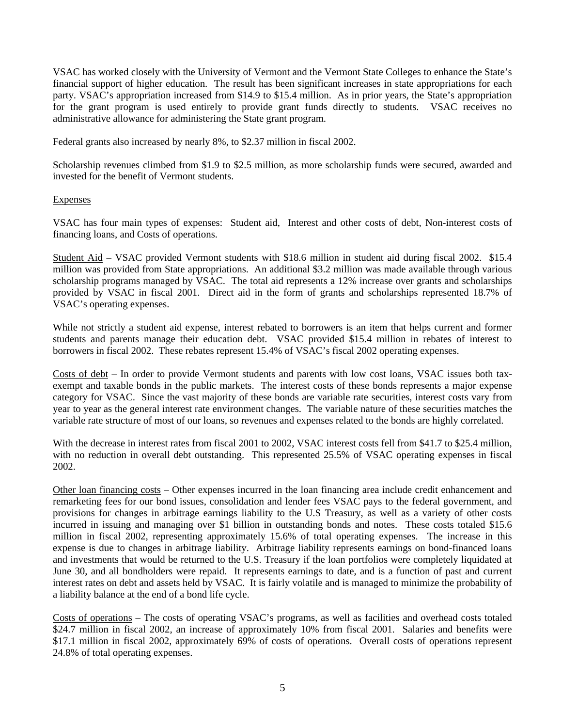VSAC has worked closely with the University of Vermont and the Vermont State Colleges to enhance the State's financial support of higher education. The result has been significant increases in state appropriations for each party. VSAC's appropriation increased from $14.9 to $15.4 million. As in prior years, the State's appropriation for the grant program is used entirely to provide grant funds directly to students. VSAC receives no administrative allowance for administering the State grant program.

Federal grants also increased by nearly 8%, to $2.37 million in fiscal 2002.

Scholarship revenues climbed from $1.9 to $2.5 million, as more scholarship funds were secured, awarded and invested for the benefit of Vermont students.

Expenses

VSAC has four main types of expenses: Student aid, Interest and other costs of debt, Non-interest costs of financing loans, and Costs of operations.

Student Aid – VSAC provided Vermont students with $18.6 million in student aid during fiscal 2002. $15.4 million was provided from State appropriations. An additional $3.2 million was made available through various scholarship programs managed by VSAC. The total aid represents a 12% increase over grants and scholarships provided by VSAC in fiscal 2001. Direct aid in the form of grants and scholarships represented 18.7% of VSAC's operating expenses.

While not strictly a student aid expense, interest rebated to borrowers is an item that helps current and former students and parents manage their education debt. VSAC provided $15.4 million in rebates of interest to borrowers in fiscal 2002. These rebates represent 15.4% of VSAC's fiscal 2002 operating expenses.

Costs of debt – In order to provide Vermont students and parents with low cost loans, VSAC issues both tax-exempt and taxable bonds in the public markets. The interest costs of these bonds represents a major expense category for VSAC. Since the vast majority of these bonds are variable rate securities, interest costs vary from year to year as the general interest rate environment changes. The variable nature of these securities matches the variable rate structure of most of our loans, so revenues and expenses related to the bonds are highly correlated.

With the decrease in interest rates from fiscal 2001 to 2002, VSAC interest costs fell from $41.7 to $25.4 million, with no reduction in overall debt outstanding. This represented 25.5% of VSAC operating expenses in fiscal 2002.

Other loan financing costs – Other expenses incurred in the loan financing area include credit enhancement and remarketing fees for our bond issues, consolidation and lender fees VSAC pays to the federal government, and provisions for changes in arbitrage earnings liability to the U.S Treasury, as well as a variety of other costs incurred in issuing and managing over $1 billion in outstanding bonds and notes. These costs totaled $15.6 million in fiscal 2002, representing approximately 15.6% of total operating expenses. The increase in this expense is due to changes in arbitrage liability. Arbitrage liability represents earnings on bond-financed loans and investments that would be returned to the U.S. Treasury if the loan portfolios were completely liquidated at June 30, and all bondholders were repaid. It represents earnings to date, and is a function of past and current interest rates on debt and assets held by VSAC. It is fairly volatile and is managed to minimize the probability of a liability balance at the end of a bond life cycle.

Costs of operations – The costs of operating VSAC's programs, as well as facilities and overhead costs totaled $24.7 million in fiscal 2002, an increase of approximately 10% from fiscal 2001. Salaries and benefits were $17.1 million in fiscal 2002, approximately 69% of costs of operations. Overall costs of operations represent 24.8% of total operating expenses.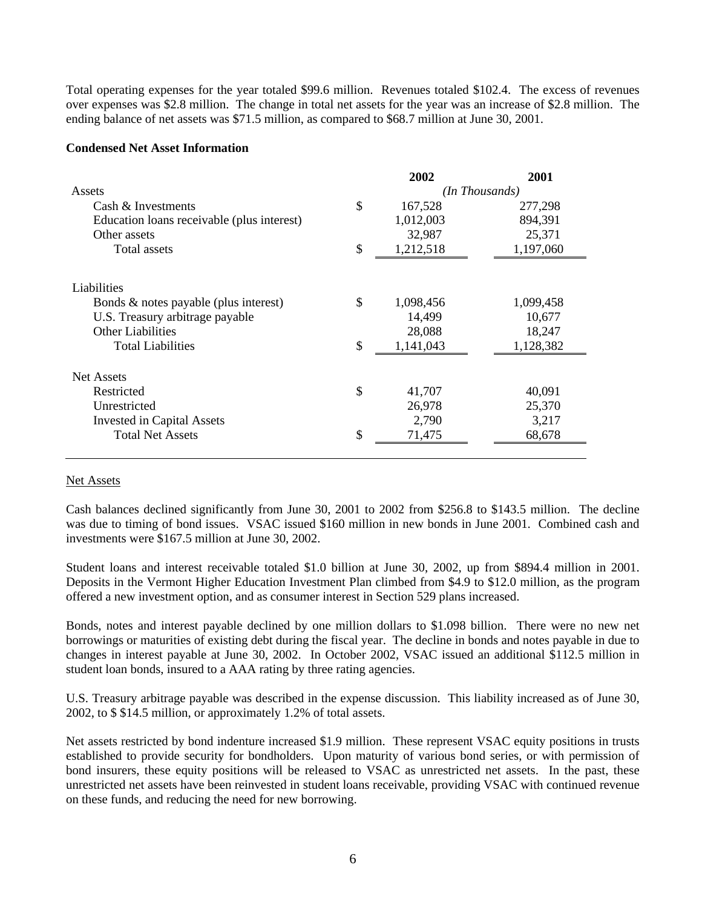Total operating expenses for the year totaled $99.6 million. Revenues totaled $102.4. The excess of revenues over expenses was $2.8 million. The change in total net assets for the year was an increase of $2.8 million. The ending balance of net assets was $71.5 million, as compared to $68.7 million at June 30, 2001.

**Condensed Net Asset Information**

| | | 2002 | 2001 |
|---|---|---|---|
| Assets | | *(In Thousands)* | |
| Cash & Investments | $ | 167,528 | 277,298 |
| Education loans receivable (plus interest) | | 1,012,003 | 894,391 |
| Other assets | | 32,987 | 25,371 |
| Total assets | $ | 1,212,518 | 1,197,060 |
| | | | |
| Liabilities | | | |
| Bonds & notes payable (plus interest) | $ | 1,098,456 | 1,099,458 |
| U.S. Treasury arbitrage payable | | 14,499 | 10,677 |
| Other Liabilities | | 28,088 | 18,247 |
| Total Liabilities | $ | 1,141,043 | 1,128,382 |
| | | | |
| Net Assets | | | |
| Restricted | $ | 41,707 | 40,091 |
| Unrestricted | | 26,978 | 25,370 |
| Invested in Capital Assets | | 2,790 | 3,217 |
| Total Net Assets | $ | 71,475 | 68,678 |

Net Assets

Cash balances declined significantly from June 30, 2001 to 2002 from $256.8 to $143.5 million. The decline was due to timing of bond issues. VSAC issued $160 million in new bonds in June 2001. Combined cash and investments were $167.5 million at June 30, 2002.

Student loans and interest receivable totaled $1.0 billion at June 30, 2002, up from $894.4 million in 2001. Deposits in the Vermont Higher Education Investment Plan climbed from $4.9 to $12.0 million, as the program offered a new investment option, and as consumer interest in Section 529 plans increased.

Bonds, notes and interest payable declined by one million dollars to $1.098 billion. There were no new net borrowings or maturities of existing debt during the fiscal year. The decline in bonds and notes payable in due to changes in interest payable at June 30, 2002. In October 2002, VSAC issued an additional $112.5 million in student loan bonds, insured to a AAA rating by three rating agencies.

U.S. Treasury arbitrage payable was described in the expense discussion. This liability increased as of June 30, 2002, to $ $14.5 million, or approximately 1.2% of total assets.

Net assets restricted by bond indenture increased $1.9 million. These represent VSAC equity positions in trusts established to provide security for bondholders. Upon maturity of various bond series, or with permission of bond insurers, these equity positions will be released to VSAC as unrestricted net assets. In the past, these unrestricted net assets have been reinvested in student loans receivable, providing VSAC with continued revenue on these funds, and reducing the need for new borrowing.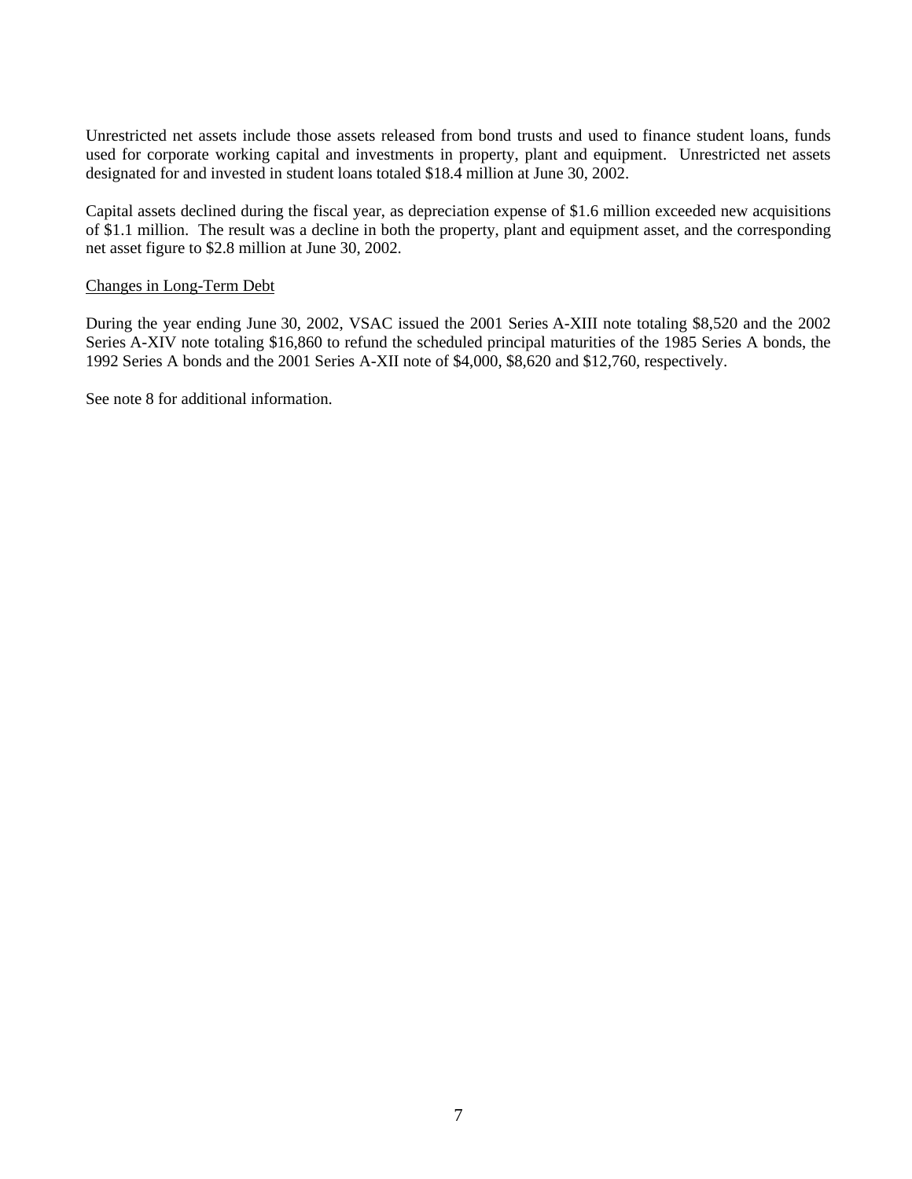Unrestricted net assets include those assets released from bond trusts and used to finance student loans, funds used for corporate working capital and investments in property, plant and equipment. Unrestricted net assets designated for and invested in student loans totaled $18.4 million at June 30, 2002.

Capital assets declined during the fiscal year, as depreciation expense of $1.6 million exceeded new acquisitions of $1.1 million. The result was a decline in both the property, plant and equipment asset, and the corresponding net asset figure to $2.8 million at June 30, 2002.

<u>Changes in Long-Term Debt</u>

During the year ending June 30, 2002, VSAC issued the 2001 Series A-XIII note totaling $8,520 and the 2002 Series A-XIV note totaling $16,860 to refund the scheduled principal maturities of the 1985 Series A bonds, the 1992 Series A bonds and the 2001 Series A-XII note of $4,000, $8,620 and $12,760, respectively.

See note 8 for additional information.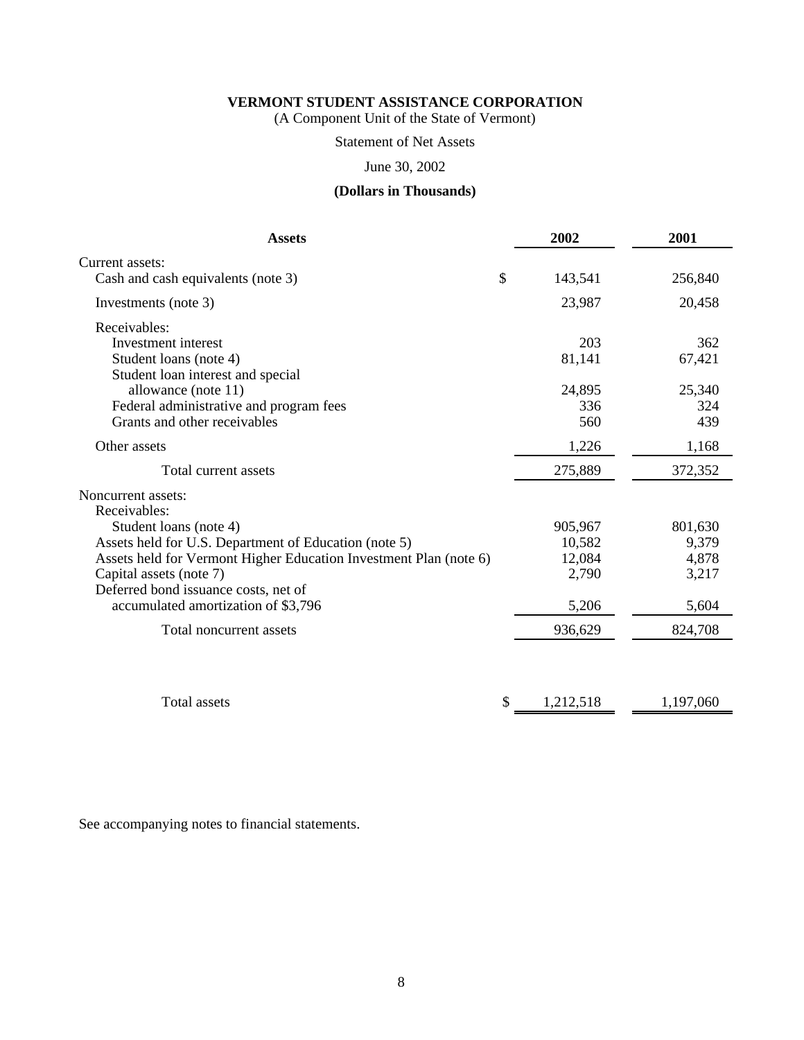**VERMONT STUDENT ASSISTANCE CORPORATION**

(A Component Unit of the State of Vermont)

Statement of Net Assets

June 30, 2002

**(Dollars in Thousands)**

| Assets | | 2002 | 2001 |
|---|---|---|---|
| Current assets: | | | |
| Cash and cash equivalents (note 3) | $ | 143,541 | 256,840 |
| Investments (note 3) | | 23,987 | 20,458 |
| Receivables: | | | |
| Investment interest | | 203 | 362 |
| Student loans (note 4) | | 81,141 | 67,421 |
| Student loan interest and special allowance (note 11) | | 24,895 | 25,340 |
| Federal administrative and program fees | | 336 | 324 |
| Grants and other receivables | | 560 | 439 |
| Other assets | | 1,226 | 1,168 |
| Total current assets | | 275,889 | 372,352 |
| Noncurrent assets: | | | |
| Receivables: | | | |
| Student loans (note 4) | | 905,967 | 801,630 |
| Assets held for U.S. Department of Education (note 5) | | 10,582 | 9,379 |
| Assets held for Vermont Higher Education Investment Plan (note 6) | | 12,084 | 4,878 |
| Capital assets (note 7) | | 2,790 | 3,217 |
| Deferred bond issuance costs, net of accumulated amortization of $3,796 | | 5,206 | 5,604 |
| Total noncurrent assets | | 936,629 | 824,708 |
| Total assets | $ | 1,212,518 | 1,197,060 |

See accompanying notes to financial statements.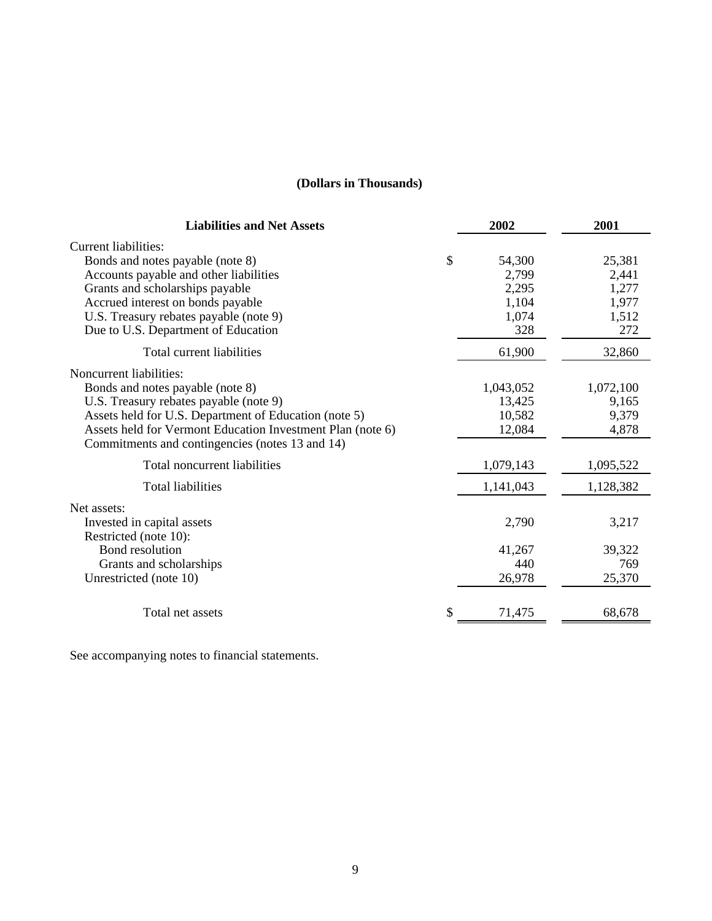**(Dollars in Thousands)**

| Liabilities and Net Assets | | 2002 | 2001 |
|---|---|---|---|
| Current liabilities: | | | |
| Bonds and notes payable (note 8) | $ | 54,300 | 25,381 |
| Accounts payable and other liabilities | | 2,799 | 2,441 |
| Grants and scholarships payable | | 2,295 | 1,277 |
| Accrued interest on bonds payable | | 1,104 | 1,977 |
| U.S. Treasury rebates payable (note 9) | | 1,074 | 1,512 |
| Due to U.S. Department of Education | | 328 | 272 |
| Total current liabilities | | 61,900 | 32,860 |
| Noncurrent liabilities: | | | |
| Bonds and notes payable (note 8) | | 1,043,052 | 1,072,100 |
| U.S. Treasury rebates payable (note 9) | | 13,425 | 9,165 |
| Assets held for U.S. Department of Education (note 5) | | 10,582 | 9,379 |
| Assets held for Vermont Education Investment Plan (note 6) | | 12,084 | 4,878 |
| Commitments and contingencies (notes 13 and 14) | | | |
| Total noncurrent liabilities | | 1,079,143 | 1,095,522 |
| Total liabilities | | 1,141,043 | 1,128,382 |
| Net assets: | | | |
| Invested in capital assets | | 2,790 | 3,217 |
| Restricted (note 10): | | | |
| Bond resolution | | 41,267 | 39,322 |
| Grants and scholarships | | 440 | 769 |
| Unrestricted (note 10) | | 26,978 | 25,370 |
| Total net assets | $ | 71,475 | 68,678 |

See accompanying notes to financial statements.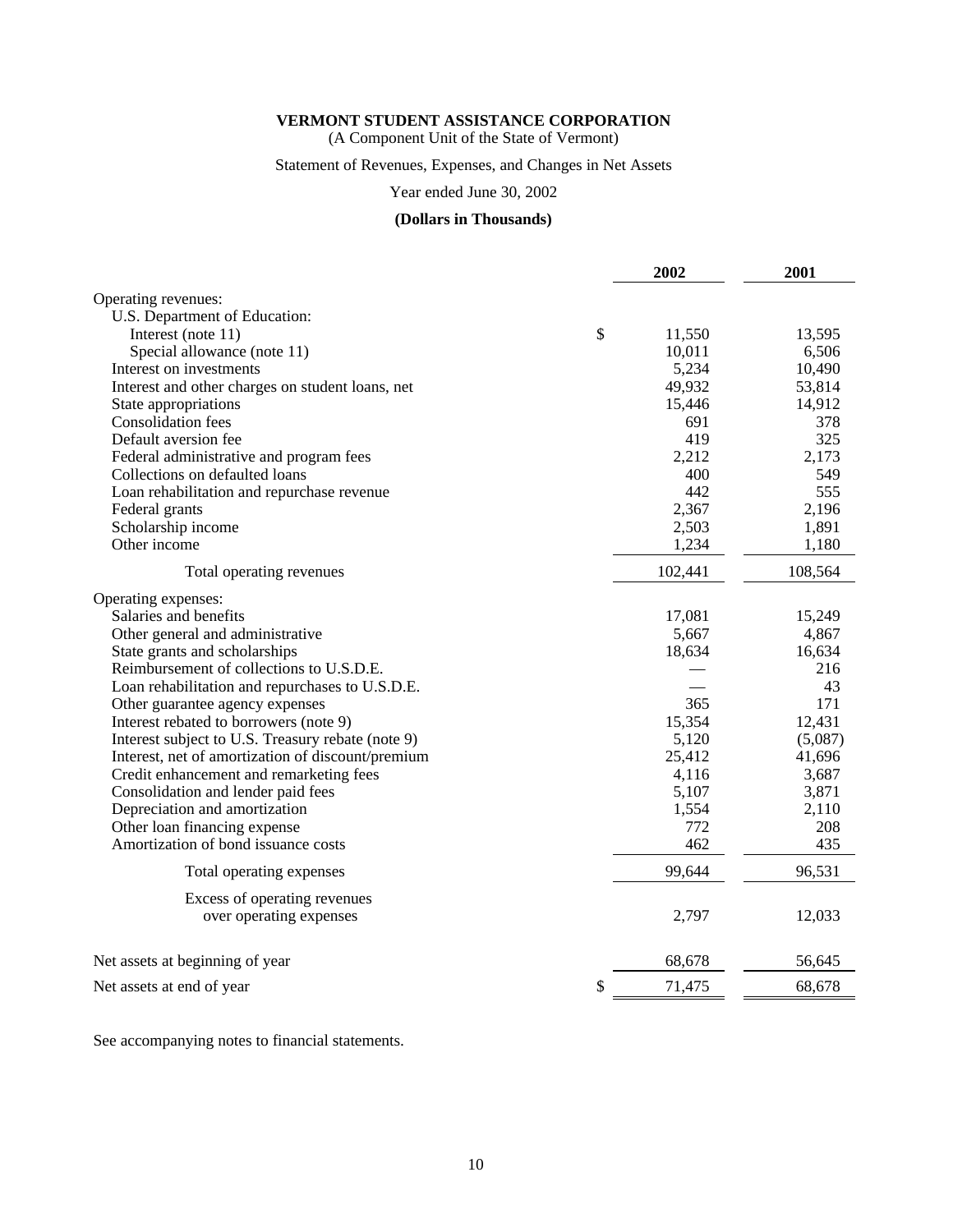**VERMONT STUDENT ASSISTANCE CORPORATION**

(A Component Unit of the State of Vermont)

Statement of Revenues, Expenses, and Changes in Net Assets

Year ended June 30, 2002

**(Dollars in Thousands)**

| | 2002 | 2001 |
|---|---|---|
| Operating revenues: | | |
| U.S. Department of Education: | | |
| Interest (note 11) | $ 11,550 | 13,595 |
| Special allowance (note 11) | 10,011 | 6,506 |
| Interest on investments | 5,234 | 10,490 |
| Interest and other charges on student loans, net | 49,932 | 53,814 |
| State appropriations | 15,446 | 14,912 |
| Consolidation fees | 691 | 378 |
| Default aversion fee | 419 | 325 |
| Federal administrative and program fees | 2,212 | 2,173 |
| Collections on defaulted loans | 400 | 549 |
| Loan rehabilitation and repurchase revenue | 442 | 555 |
| Federal grants | 2,367 | 2,196 |
| Scholarship income | 2,503 | 1,891 |
| Other income | 1,234 | 1,180 |
| Total operating revenues | 102,441 | 108,564 |
| Operating expenses: | | |
| Salaries and benefits | 17,081 | 15,249 |
| Other general and administrative | 5,667 | 4,867 |
| State grants and scholarships | 18,634 | 16,634 |
| Reimbursement of collections to U.S.D.E. | — | 216 |
| Loan rehabilitation and repurchases to U.S.D.E. | — | 43 |
| Other guarantee agency expenses | 365 | 171 |
| Interest rebated to borrowers (note 9) | 15,354 | 12,431 |
| Interest subject to U.S. Treasury rebate (note 9) | 5,120 | (5,087) |
| Interest, net of amortization of discount/premium | 25,412 | 41,696 |
| Credit enhancement and remarketing fees | 4,116 | 3,687 |
| Consolidation and lender paid fees | 5,107 | 3,871 |
| Depreciation and amortization | 1,554 | 2,110 |
| Other loan financing expense | 772 | 208 |
| Amortization of bond issuance costs | 462 | 435 |
| Total operating expenses | 99,644 | 96,531 |
| Excess of operating revenues over operating expenses | 2,797 | 12,033 |
| Net assets at beginning of year | 68,678 | 56,645 |
| Net assets at end of year | $ 71,475 | 68,678 |

See accompanying notes to financial statements.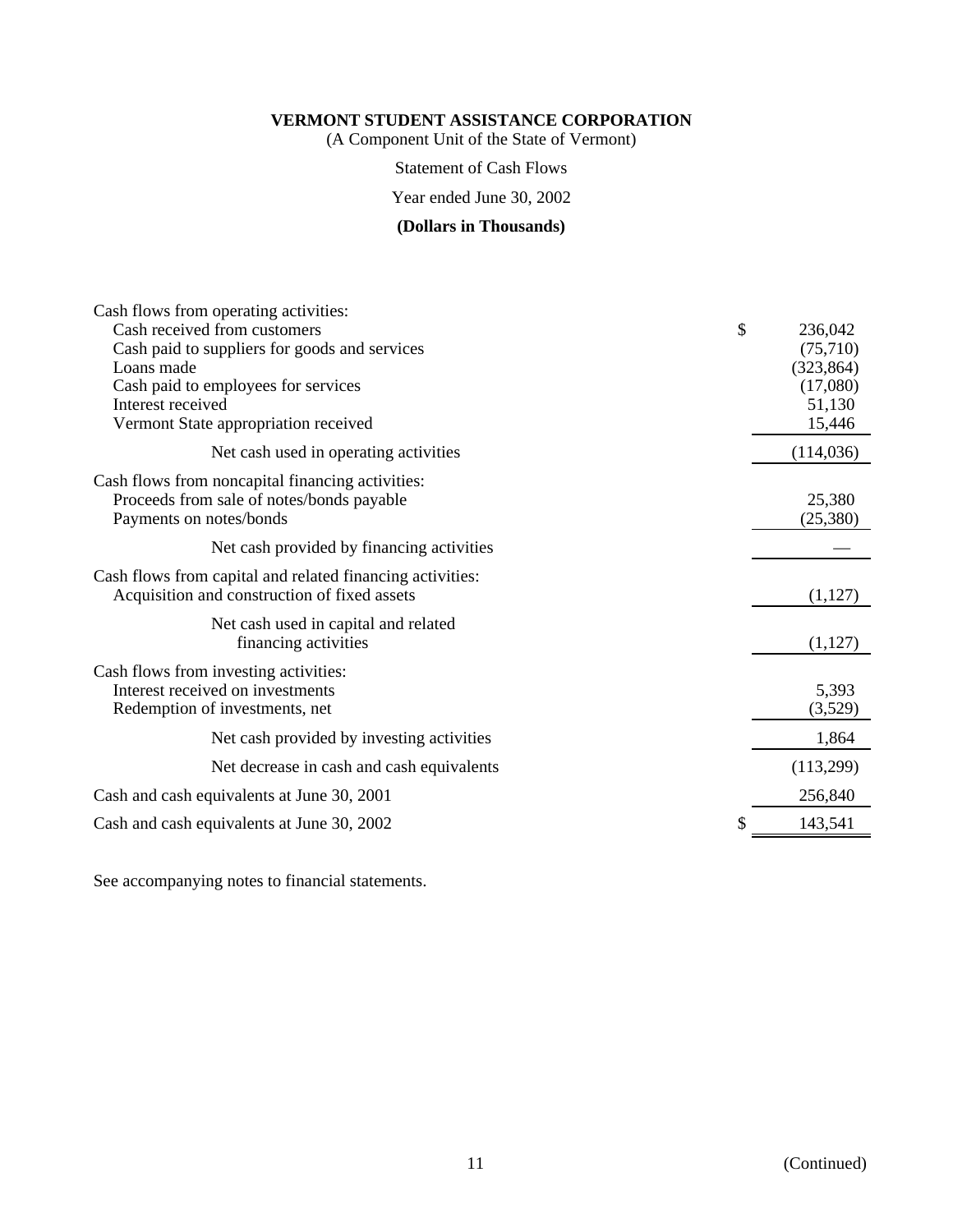**VERMONT STUDENT ASSISTANCE CORPORATION**

(A Component Unit of the State of Vermont)

Statement of Cash Flows

Year ended June 30, 2002

**(Dollars in Thousands)**

| | |
|---|---|
| Cash flows from operating activities: | |
| Cash received from customers | $ 236,042 |
| Cash paid to suppliers for goods and services | (75,710) |
| Loans made | (323,864) |
| Cash paid to employees for services | (17,080) |
| Interest received | 51,130 |
| Vermont State appropriation received | 15,446 |
| Net cash used in operating activities | (114,036) |
| Cash flows from noncapital financing activities: | |
| Proceeds from sale of notes/bonds payable | 25,380 |
| Payments on notes/bonds | (25,380) |
| Net cash provided by financing activities | — |
| Cash flows from capital and related financing activities: | |
| Acquisition and construction of fixed assets | (1,127) |
| Net cash used in capital and related financing activities | (1,127) |
| Cash flows from investing activities: | |
| Interest received on investments | 5,393 |
| Redemption of investments, net | (3,529) |
| Net cash provided by investing activities | 1,864 |
| Net decrease in cash and cash equivalents | (113,299) |
| Cash and cash equivalents at June 30, 2001 | 256,840 |
| Cash and cash equivalents at June 30, 2002 | $ 143,541 |

See accompanying notes to financial statements.

(Continued)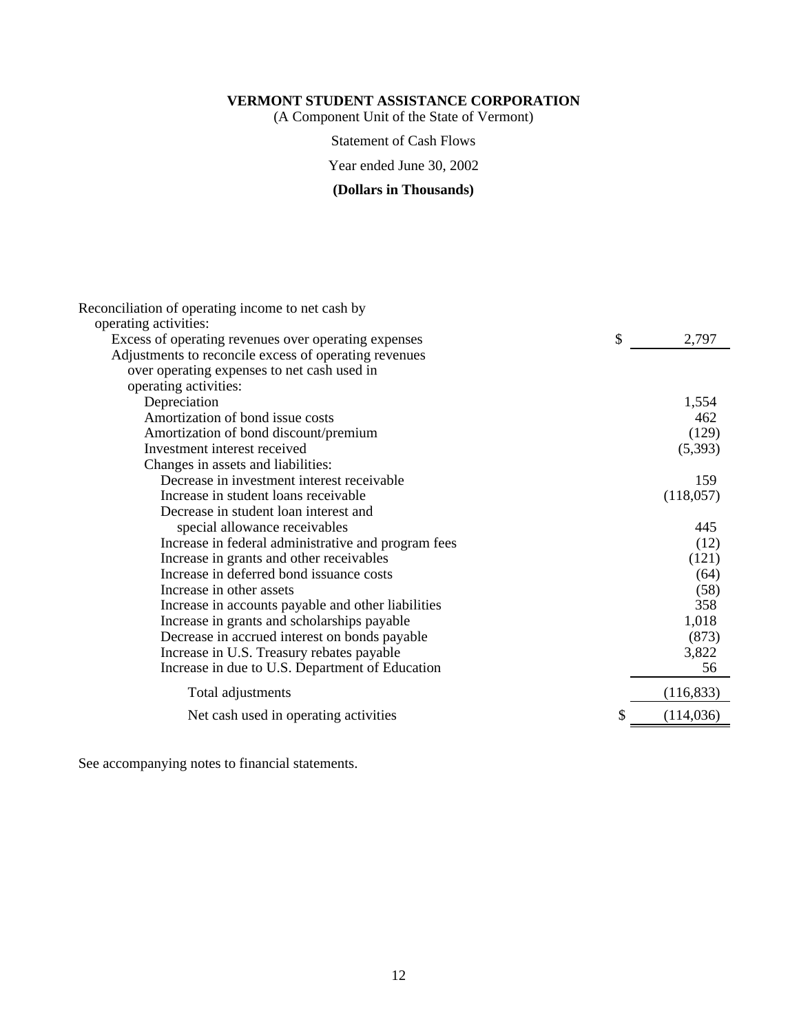**VERMONT STUDENT ASSISTANCE CORPORATION**

(A Component Unit of the State of Vermont)

Statement of Cash Flows

Year ended June 30, 2002

**(Dollars in Thousands)**

| | |
|---|---|
| Reconciliation of operating income to net cash by operating activities: | |
| Excess of operating revenues over operating expenses | $ 2,797 |
| Adjustments to reconcile excess of operating revenues over operating expenses to net cash used in operating activities: | |
| Depreciation | 1,554 |
| Amortization of bond issue costs | 462 |
| Amortization of bond discount/premium | (129) |
| Investment interest received | (5,393) |
| Changes in assets and liabilities: | |
| Decrease in investment interest receivable | 159 |
| Increase in student loans receivable | (118,057) |
| Decrease in student loan interest and special allowance receivables | 445 |
| Increase in federal administrative and program fees | (12) |
| Increase in grants and other receivables | (121) |
| Increase in deferred bond issuance costs | (64) |
| Increase in other assets | (58) |
| Increase in accounts payable and other liabilities | 358 |
| Increase in grants and scholarships payable | 1,018 |
| Decrease in accrued interest on bonds payable | (873) |
| Increase in U.S. Treasury rebates payable | 3,822 |
| Increase in due to U.S. Department of Education | 56 |
| Total adjustments | (116,833) |
| Net cash used in operating activities | $ (114,036) |

See accompanying notes to financial statements.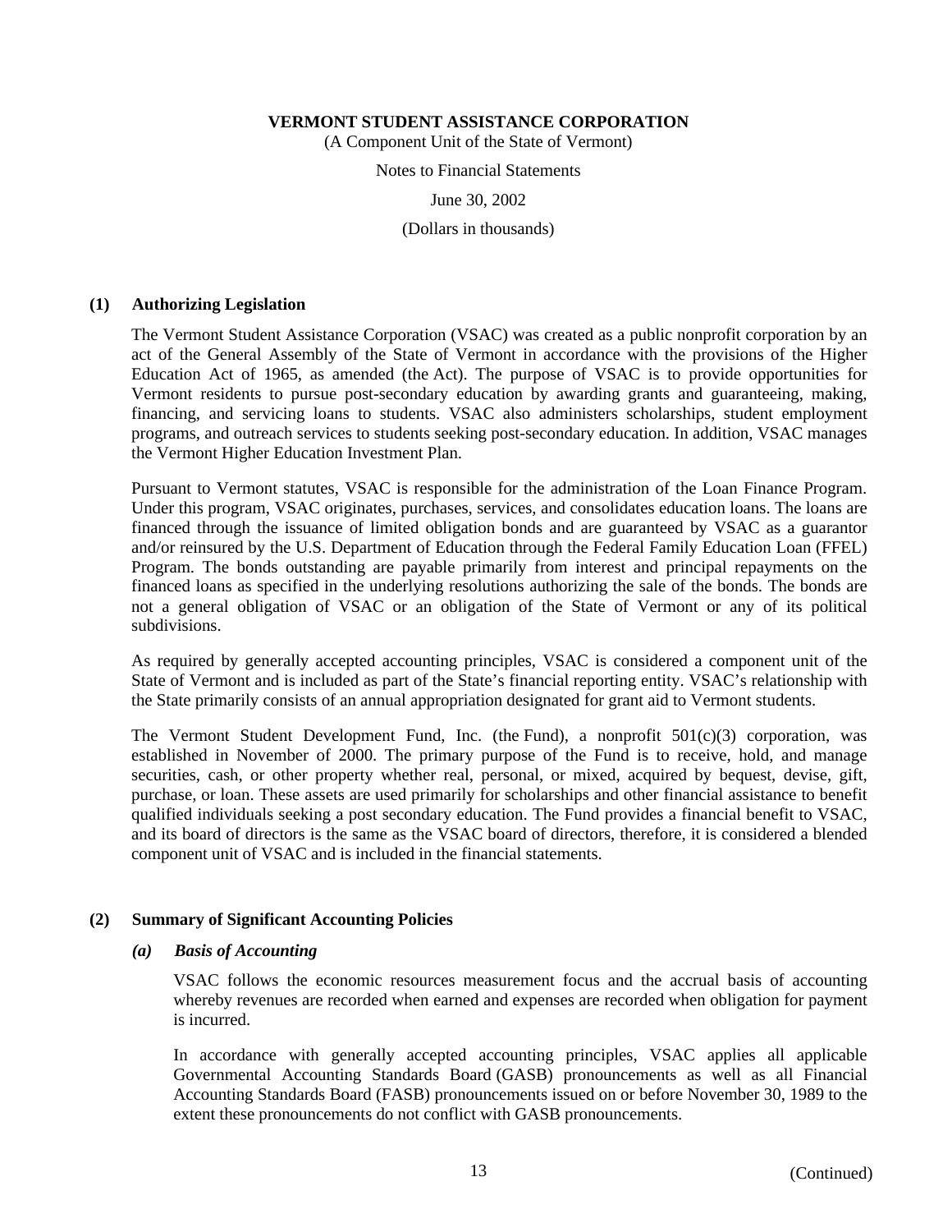**VERMONT STUDENT ASSISTANCE CORPORATION**

(A Component Unit of the State of Vermont)

Notes to Financial Statements

June 30, 2002

(Dollars in thousands)

## (1) Authorizing Legislation

The Vermont Student Assistance Corporation (VSAC) was created as a public nonprofit corporation by an act of the General Assembly of the State of Vermont in accordance with the provisions of the Higher Education Act of 1965, as amended (the Act). The purpose of VSAC is to provide opportunities for Vermont residents to pursue post-secondary education by awarding grants and guaranteeing, making, financing, and servicing loans to students. VSAC also administers scholarships, student employment programs, and outreach services to students seeking post-secondary education. In addition, VSAC manages the Vermont Higher Education Investment Plan.

Pursuant to Vermont statutes, VSAC is responsible for the administration of the Loan Finance Program. Under this program, VSAC originates, purchases, services, and consolidates education loans. The loans are financed through the issuance of limited obligation bonds and are guaranteed by VSAC as a guarantor and/or reinsured by the U.S. Department of Education through the Federal Family Education Loan (FFEL) Program. The bonds outstanding are payable primarily from interest and principal repayments on the financed loans as specified in the underlying resolutions authorizing the sale of the bonds. The bonds are not a general obligation of VSAC or an obligation of the State of Vermont or any of its political subdivisions.

As required by generally accepted accounting principles, VSAC is considered a component unit of the State of Vermont and is included as part of the State's financial reporting entity. VSAC's relationship with the State primarily consists of an annual appropriation designated for grant aid to Vermont students.

The Vermont Student Development Fund, Inc. (the Fund), a nonprofit 501(c)(3) corporation, was established in November of 2000. The primary purpose of the Fund is to receive, hold, and manage securities, cash, or other property whether real, personal, or mixed, acquired by bequest, devise, gift, purchase, or loan. These assets are used primarily for scholarships and other financial assistance to benefit qualified individuals seeking a post secondary education. The Fund provides a financial benefit to VSAC, and its board of directors is the same as the VSAC board of directors, therefore, it is considered a blended component unit of VSAC and is included in the financial statements.

## (2) Summary of Significant Accounting Policies

### *(a) Basis of Accounting*

VSAC follows the economic resources measurement focus and the accrual basis of accounting whereby revenues are recorded when earned and expenses are recorded when obligation for payment is incurred.

In accordance with generally accepted accounting principles, VSAC applies all applicable Governmental Accounting Standards Board (GASB) pronouncements as well as all Financial Accounting Standards Board (FASB) pronouncements issued on or before November 30, 1989 to the extent these pronouncements do not conflict with GASB pronouncements.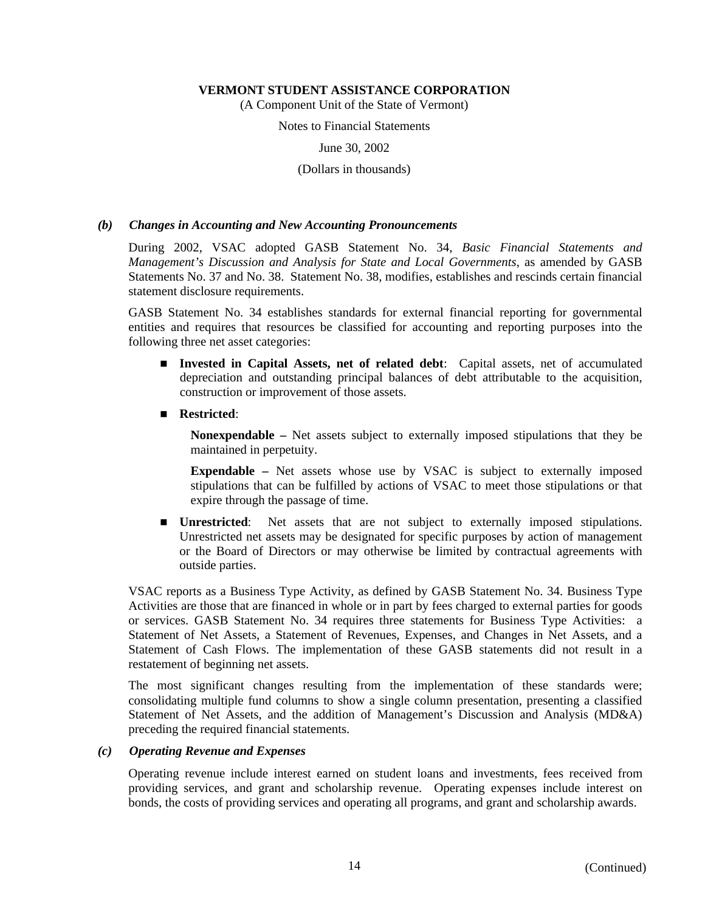#### *(b) Changes in Accounting and New Accounting Pronouncements*

During 2002, VSAC adopted GASB Statement No. 34, *Basic Financial Statements and Management's Discussion and Analysis for State and Local Governments*, as amended by GASB Statements No. 37 and No. 38. Statement No. 38, modifies, establishes and rescinds certain financial statement disclosure requirements.

GASB Statement No. 34 establishes standards for external financial reporting for governmental entities and requires that resources be classified for accounting and reporting purposes into the following three net asset categories:

- **Invested in Capital Assets, net of related debt**: Capital assets, net of accumulated depreciation and outstanding principal balances of debt attributable to the acquisition, construction or improvement of those assets.
- **Restricted**:

  **Nonexpendable –** Net assets subject to externally imposed stipulations that they be maintained in perpetuity.

  **Expendable –** Net assets whose use by VSAC is subject to externally imposed stipulations that can be fulfilled by actions of VSAC to meet those stipulations or that expire through the passage of time.
- **Unrestricted**: Net assets that are not subject to externally imposed stipulations. Unrestricted net assets may be designated for specific purposes by action of management or the Board of Directors or may otherwise be limited by contractual agreements with outside parties.

VSAC reports as a Business Type Activity, as defined by GASB Statement No. 34. Business Type Activities are those that are financed in whole or in part by fees charged to external parties for goods or services. GASB Statement No. 34 requires three statements for Business Type Activities: a Statement of Net Assets, a Statement of Revenues, Expenses, and Changes in Net Assets, and a Statement of Cash Flows. The implementation of these GASB statements did not result in a restatement of beginning net assets.

The most significant changes resulting from the implementation of these standards were; consolidating multiple fund columns to show a single column presentation, presenting a classified Statement of Net Assets, and the addition of Management's Discussion and Analysis (MD&A) preceding the required financial statements.

#### *(c) Operating Revenue and Expenses*

Operating revenue include interest earned on student loans and investments, fees received from providing services, and grant and scholarship revenue. Operating expenses include interest on bonds, the costs of providing services and operating all programs, and grant and scholarship awards.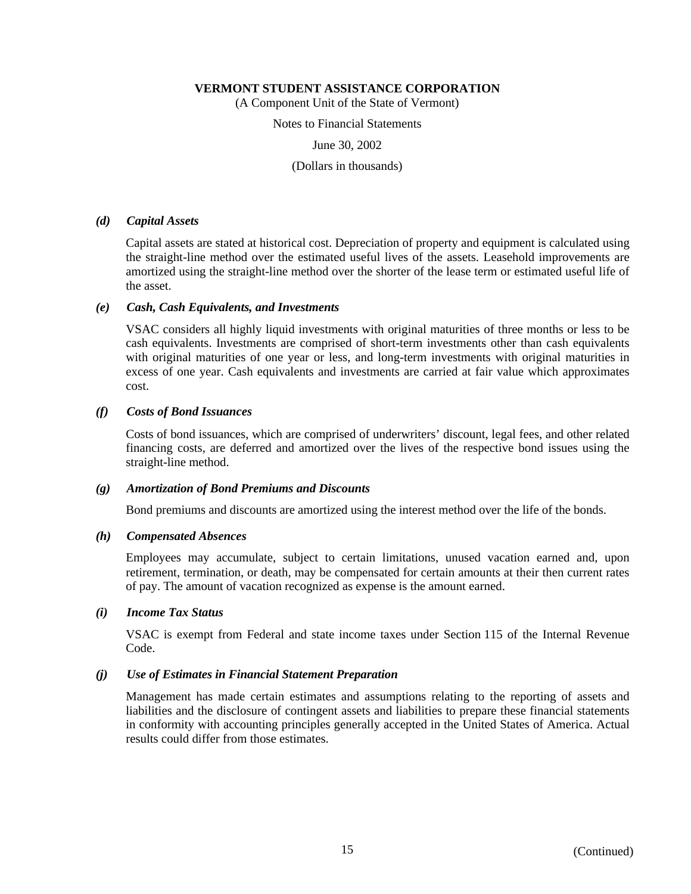**VERMONT STUDENT ASSISTANCE CORPORATION**

(A Component Unit of the State of Vermont)

Notes to Financial Statements

June 30, 2002

(Dollars in thousands)

***(d) Capital Assets***

Capital assets are stated at historical cost. Depreciation of property and equipment is calculated using the straight-line method over the estimated useful lives of the assets. Leasehold improvements are amortized using the straight-line method over the shorter of the lease term or estimated useful life of the asset.

***(e) Cash, Cash Equivalents, and Investments***

VSAC considers all highly liquid investments with original maturities of three months or less to be cash equivalents. Investments are comprised of short-term investments other than cash equivalents with original maturities of one year or less, and long-term investments with original maturities in excess of one year. Cash equivalents and investments are carried at fair value which approximates cost.

***(f) Costs of Bond Issuances***

Costs of bond issuances, which are comprised of underwriters' discount, legal fees, and other related financing costs, are deferred and amortized over the lives of the respective bond issues using the straight-line method.

***(g) Amortization of Bond Premiums and Discounts***

Bond premiums and discounts are amortized using the interest method over the life of the bonds.

***(h) Compensated Absences***

Employees may accumulate, subject to certain limitations, unused vacation earned and, upon retirement, termination, or death, may be compensated for certain amounts at their then current rates of pay. The amount of vacation recognized as expense is the amount earned.

***(i) Income Tax Status***

VSAC is exempt from Federal and state income taxes under Section 115 of the Internal Revenue Code.

***(j) Use of Estimates in Financial Statement Preparation***

Management has made certain estimates and assumptions relating to the reporting of assets and liabilities and the disclosure of contingent assets and liabilities to prepare these financial statements in conformity with accounting principles generally accepted in the United States of America. Actual results could differ from those estimates.

(Continued)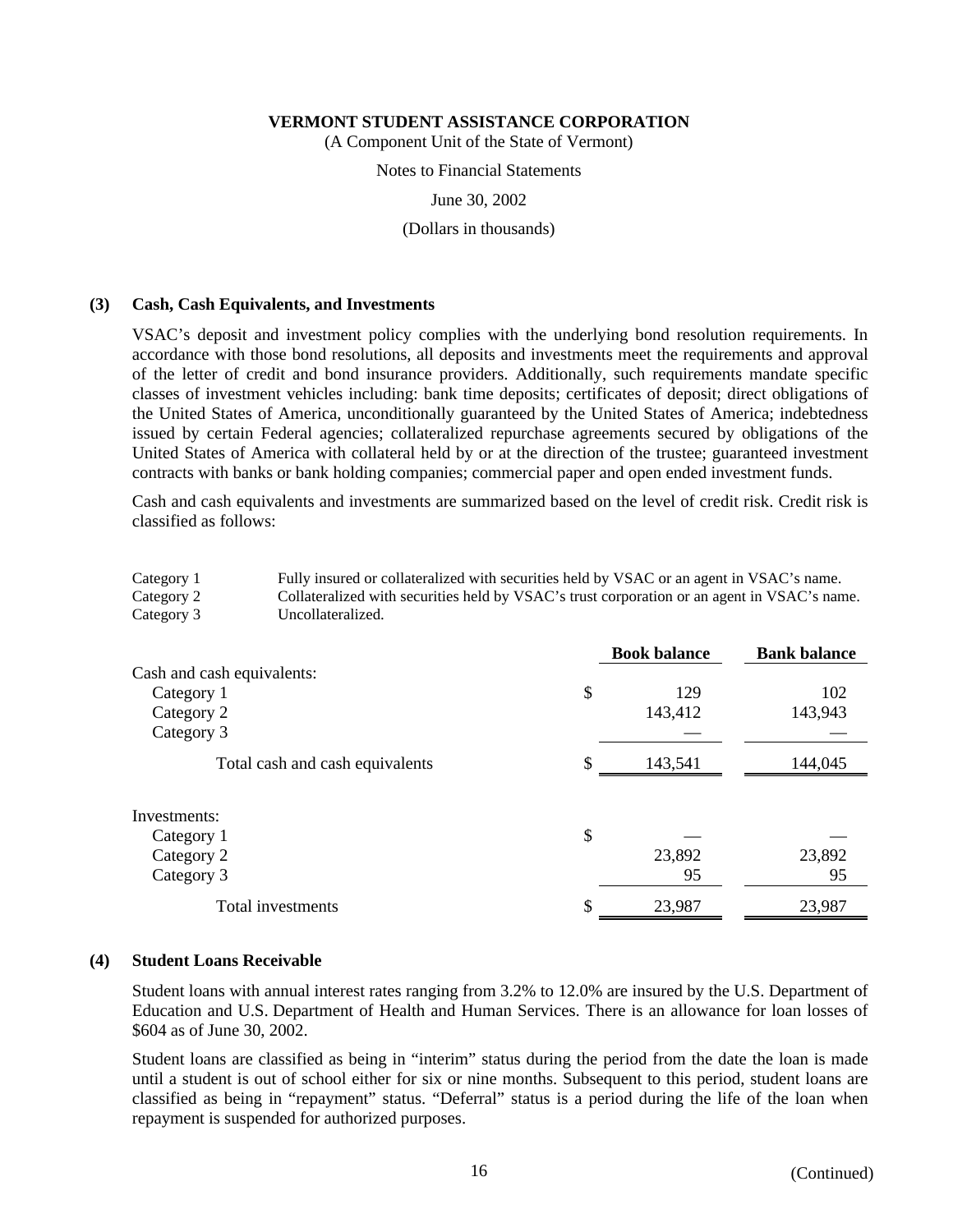**VERMONT STUDENT ASSISTANCE CORPORATION**
(A Component Unit of the State of Vermont)
Notes to Financial Statements
June 30, 2002
(Dollars in thousands)

## (3) Cash, Cash Equivalents, and Investments

VSAC's deposit and investment policy complies with the underlying bond resolution requirements. In accordance with those bond resolutions, all deposits and investments meet the requirements and approval of the letter of credit and bond insurance providers. Additionally, such requirements mandate specific classes of investment vehicles including: bank time deposits; certificates of deposit; direct obligations of the United States of America, unconditionally guaranteed by the United States of America; indebtedness issued by certain Federal agencies; collateralized repurchase agreements secured by obligations of the United States of America with collateral held by or at the direction of the trustee; guaranteed investment contracts with banks or bank holding companies; commercial paper and open ended investment funds.

Cash and cash equivalents and investments are summarized based on the level of credit risk. Credit risk is classified as follows:

| | |
|---|---|
| Category 1 | Fully insured or collateralized with securities held by VSAC or an agent in VSAC's name. |
| Category 2 | Collateralized with securities held by VSAC's trust corporation or an agent in VSAC's name. |
| Category 3 | Uncollateralized. |

| | Book balance | Bank balance |
|---|---|---|
| Cash and cash equivalents: | | |
| Category 1 | $ 129 | 102 |
| Category 2 | 143,412 | 143,943 |
| Category 3 | — | — |
| Total cash and cash equivalents | $ 143,541 | 144,045 |
| Investments: | | |
| Category 1 | $ — | — |
| Category 2 | 23,892 | 23,892 |
| Category 3 | 95 | 95 |
| Total investments | $ 23,987 | 23,987 |

## (4) Student Loans Receivable

Student loans with annual interest rates ranging from 3.2% to 12.0% are insured by the U.S. Department of Education and U.S. Department of Health and Human Services. There is an allowance for loan losses of $604 as of June 30, 2002.

Student loans are classified as being in "interim" status during the period from the date the loan is made until a student is out of school either for six or nine months. Subsequent to this period, student loans are classified as being in "repayment" status. "Deferral" status is a period during the life of the loan when repayment is suspended for authorized purposes.

(Continued)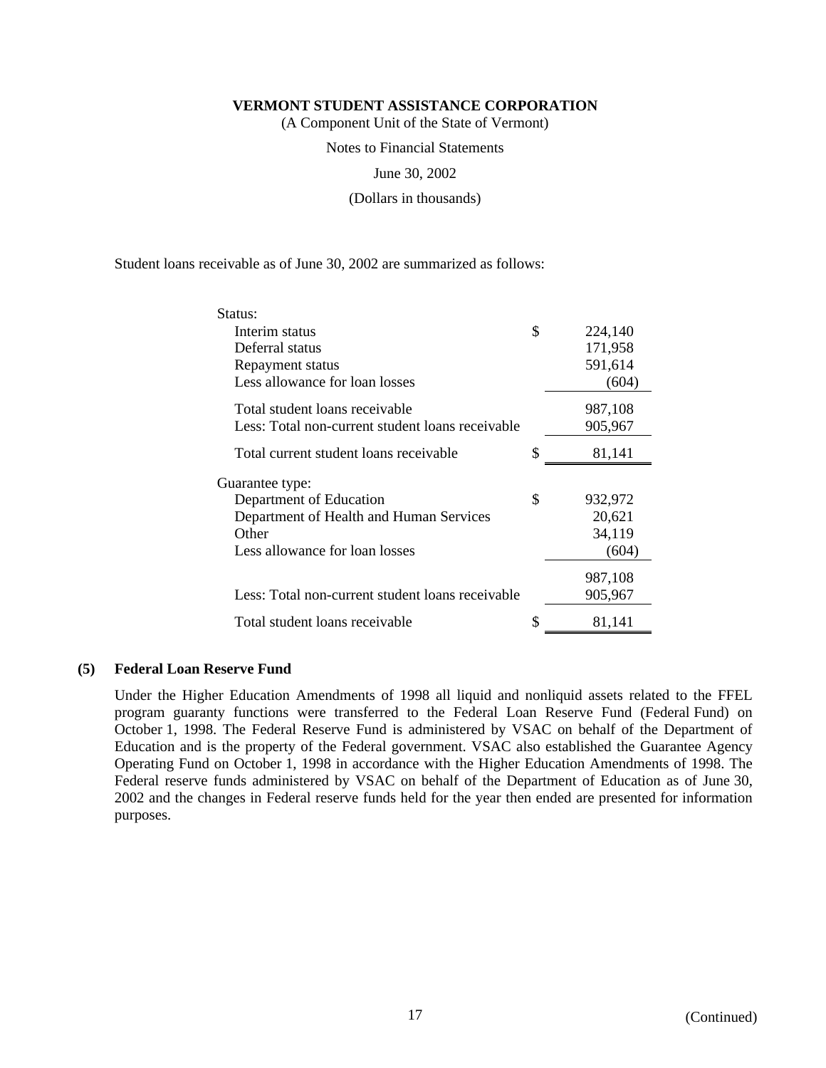Student loans receivable as of June 30, 2002 are summarized as follows:

| | | |
|---|---|---|
| Status: | | |
| Interim status | $ | 224,140 |
| Deferral status | | 171,958 |
| Repayment status | | 591,614 |
| Less allowance for loan losses | | (604) |
| Total student loans receivable | | 987,108 |
| Less: Total non-current student loans receivable | | 905,967 |
| Total current student loans receivable | $ | 81,141 |
| Guarantee type: | | |
| Department of Education | $ | 932,972 |
| Department of Health and Human Services | | 20,621 |
| Other | | 34,119 |
| Less allowance for loan losses | | (604) |
| | | 987,108 |
| Less: Total non-current student loans receivable | | 905,967 |
| Total student loans receivable | $ | 81,141 |

### (5) Federal Loan Reserve Fund

Under the Higher Education Amendments of 1998 all liquid and nonliquid assets related to the FFEL program guaranty functions were transferred to the Federal Loan Reserve Fund (Federal Fund) on October 1, 1998. The Federal Reserve Fund is administered by VSAC on behalf of the Department of Education and is the property of the Federal government. VSAC also established the Guarantee Agency Operating Fund on October 1, 1998 in accordance with the Higher Education Amendments of 1998. The Federal reserve funds administered by VSAC on behalf of the Department of Education as of June 30, 2002 and the changes in Federal reserve funds held for the year then ended are presented for information purposes.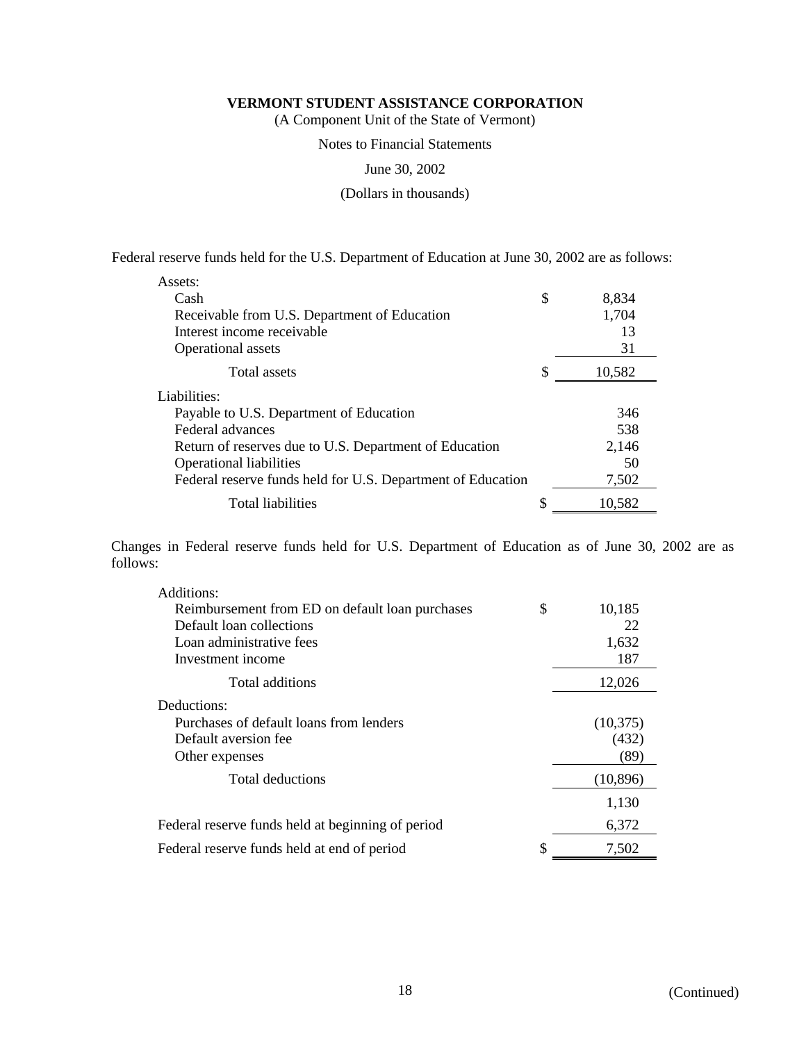**VERMONT STUDENT ASSISTANCE CORPORATION**

(A Component Unit of the State of Vermont)

Notes to Financial Statements

June 30, 2002

(Dollars in thousands)

Federal reserve funds held for the U.S. Department of Education at June 30, 2002 are as follows:

| | | |
|---|---|---|
| Assets: | | |
| Cash | $ | 8,834 |
| Receivable from U.S. Department of Education | | 1,704 |
| Interest income receivable | | 13 |
| Operational assets | | 31 |
| Total assets | $ | 10,582 |
| Liabilities: | | |
| Payable to U.S. Department of Education | | 346 |
| Federal advances | | 538 |
| Return of reserves due to U.S. Department of Education | | 2,146 |
| Operational liabilities | | 50 |
| Federal reserve funds held for U.S. Department of Education | | 7,502 |
| Total liabilities | $ | 10,582 |

Changes in Federal reserve funds held for U.S. Department of Education as of June 30, 2002 are as follows:

| | | |
|---|---|---|
| Additions: | | |
| Reimbursement from ED on default loan purchases | $ | 10,185 |
| Default loan collections | | 22 |
| Loan administrative fees | | 1,632 |
| Investment income | | 187 |
| Total additions | | 12,026 |
| Deductions: | | |
| Purchases of default loans from lenders | | (10,375) |
| Default aversion fee | | (432) |
| Other expenses | | (89) |
| Total deductions | | (10,896) |
| | | 1,130 |
| Federal reserve funds held at beginning of period | | 6,372 |
| Federal reserve funds held at end of period | $ | 7,502 |

(Continued)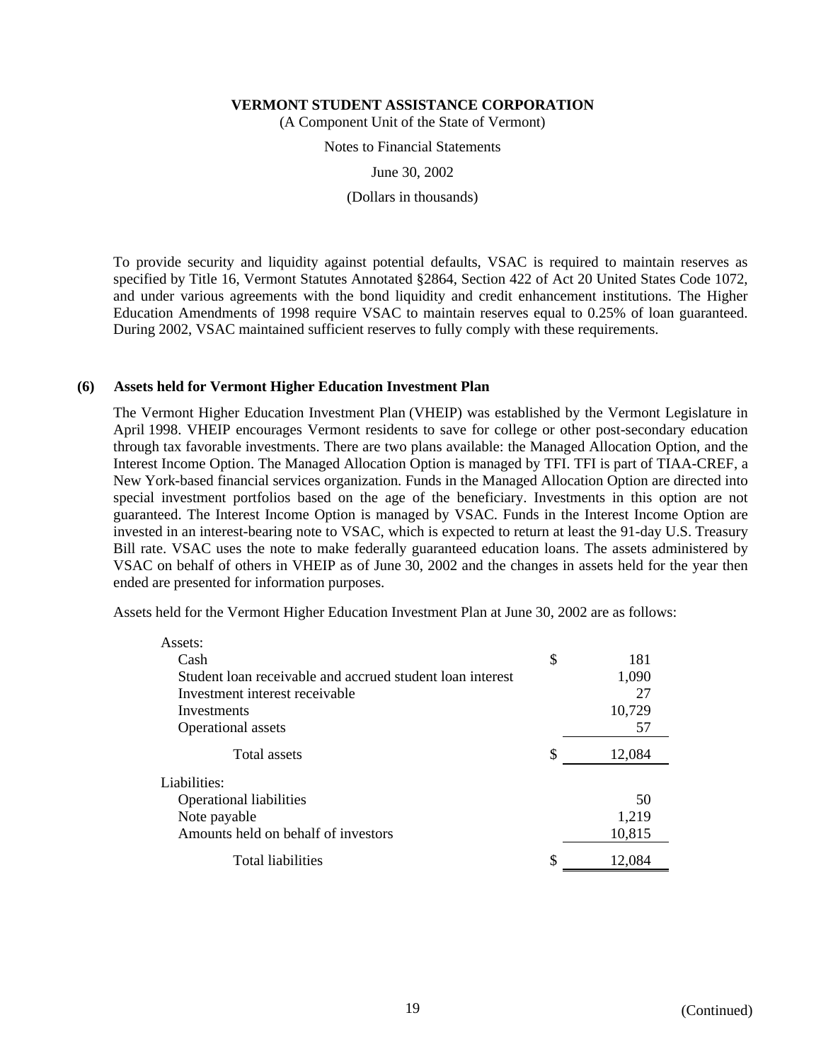To provide security and liquidity against potential defaults, VSAC is required to maintain reserves as specified by Title 16, Vermont Statutes Annotated §2864, Section 422 of Act 20 United States Code 1072, and under various agreements with the bond liquidity and credit enhancement institutions. The Higher Education Amendments of 1998 require VSAC to maintain reserves equal to 0.25% of loan guaranteed. During 2002, VSAC maintained sufficient reserves to fully comply with these requirements.

## (6) Assets held for Vermont Higher Education Investment Plan

The Vermont Higher Education Investment Plan (VHEIP) was established by the Vermont Legislature in April 1998. VHEIP encourages Vermont residents to save for college or other post-secondary education through tax favorable investments. There are two plans available: the Managed Allocation Option, and the Interest Income Option. The Managed Allocation Option is managed by TFI. TFI is part of TIAA-CREF, a New York-based financial services organization. Funds in the Managed Allocation Option are directed into special investment portfolios based on the age of the beneficiary. Investments in this option are not guaranteed. The Interest Income Option is managed by VSAC. Funds in the Interest Income Option are invested in an interest-bearing note to VSAC, which is expected to return at least the 91-day U.S. Treasury Bill rate. VSAC uses the note to make federally guaranteed education loans. The assets administered by VSAC on behalf of others in VHEIP as of June 30, 2002 and the changes in assets held for the year then ended are presented for information purposes.

Assets held for the Vermont Higher Education Investment Plan at June 30, 2002 are as follows:

| | |
|---|---|
| Assets: | |
| Cash | $ 181 |
| Student loan receivable and accrued student loan interest | 1,090 |
| Investment interest receivable | 27 |
| Investments | 10,729 |
| Operational assets | 57 |
| Total assets | $ 12,084 |
| Liabilities: | |
| Operational liabilities | 50 |
| Note payable | 1,219 |
| Amounts held on behalf of investors | 10,815 |
| Total liabilities | $ 12,084 |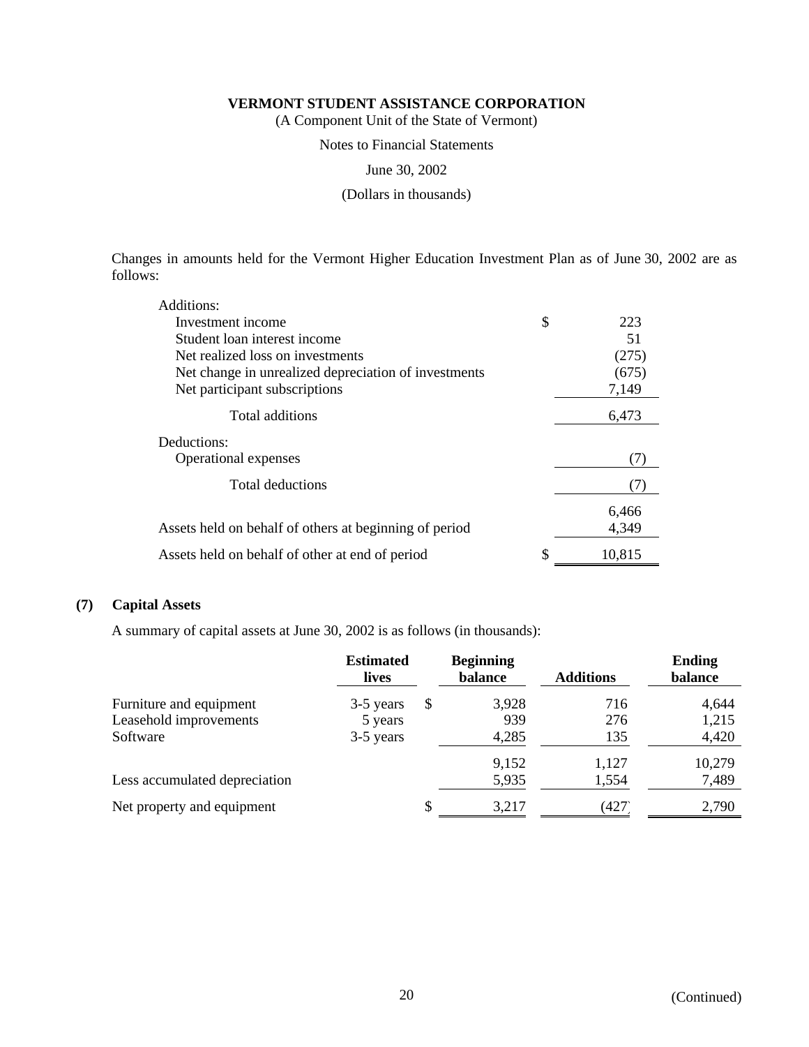**VERMONT STUDENT ASSISTANCE CORPORATION**
(A Component Unit of the State of Vermont)

Notes to Financial Statements

June 30, 2002

(Dollars in thousands)

Changes in amounts held for the Vermont Higher Education Investment Plan as of June 30, 2002 are as follows:

| | |
|---|---|
| Additions: | |
| Investment income | $ 223 |
| Student loan interest income | 51 |
| Net realized loss on investments | (275) |
| Net change in unrealized depreciation of investments | (675) |
| Net participant subscriptions | 7,149 |
| Total additions | 6,473 |
| Deductions: | |
| Operational expenses | (7) |
| Total deductions | (7) |
| | 6,466 |
| Assets held on behalf of others at beginning of period | 4,349 |
| Assets held on behalf of other at end of period | $ 10,815 |

## (7) Capital Assets

A summary of capital assets at June 30, 2002 is as follows (in thousands):

| | Estimated lives | Beginning balance | Additions | Ending balance |
|---|---|---|---|---|
| Furniture and equipment | 3-5 years | $ 3,928 | 716 | 4,644 |
| Leasehold improvements | 5 years | 939 | 276 | 1,215 |
| Software | 3-5 years | 4,285 | 135 | 4,420 |
| | | 9,152 | 1,127 | 10,279 |
| Less accumulated depreciation | | 5,935 | 1,554 | 7,489 |
| Net property and equipment | | $ 3,217 | (427) | 2,790 |

(Continued)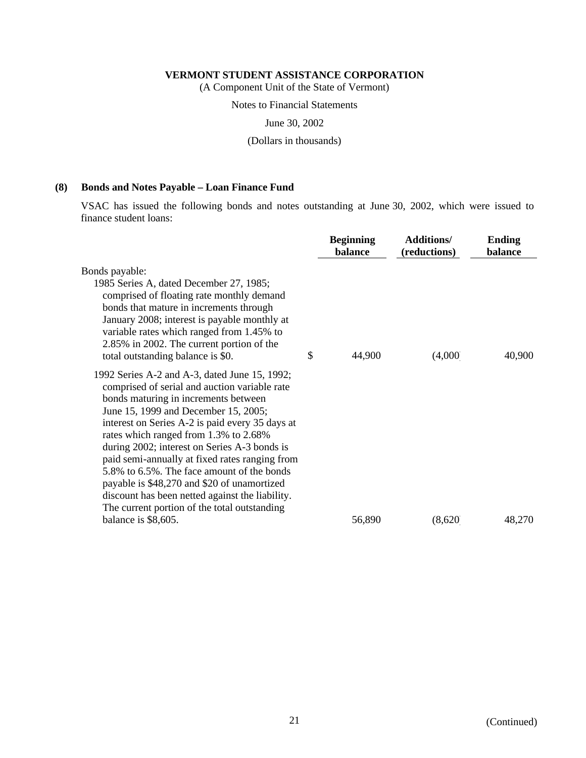**VERMONT STUDENT ASSISTANCE CORPORATION**
(A Component Unit of the State of Vermont)

Notes to Financial Statements

June 30, 2002

(Dollars in thousands)

## (8) Bonds and Notes Payable – Loan Finance Fund

VSAC has issued the following bonds and notes outstanding at June 30, 2002, which were issued to finance student loans:

| | Beginning balance | Additions/ (reductions) | Ending balance |
|---|---|---|---|
| Bonds payable: | | | |
| 1985 Series A, dated December 27, 1985; comprised of floating rate monthly demand bonds that mature in increments through January 2008; interest is payable monthly at variable rates which ranged from 1.45% to 2.85% in 2002. The current portion of the total outstanding balance is $0. | $ 44,900 | (4,000) | 40,900 |
| 1992 Series A-2 and A-3, dated June 15, 1992; comprised of serial and auction variable rate bonds maturing in increments between June 15, 1999 and December 15, 2005; interest on Series A-2 is paid every 35 days at rates which ranged from 1.3% to 2.68% during 2002; interest on Series A-3 bonds is paid semi-annually at fixed rates ranging from 5.8% to 6.5%. The face amount of the bonds payable is $48,270 and $20 of unamortized discount has been netted against the liability. The current portion of the total outstanding balance is $8,605. | 56,890 | (8,620) | 48,270 |

(Continued)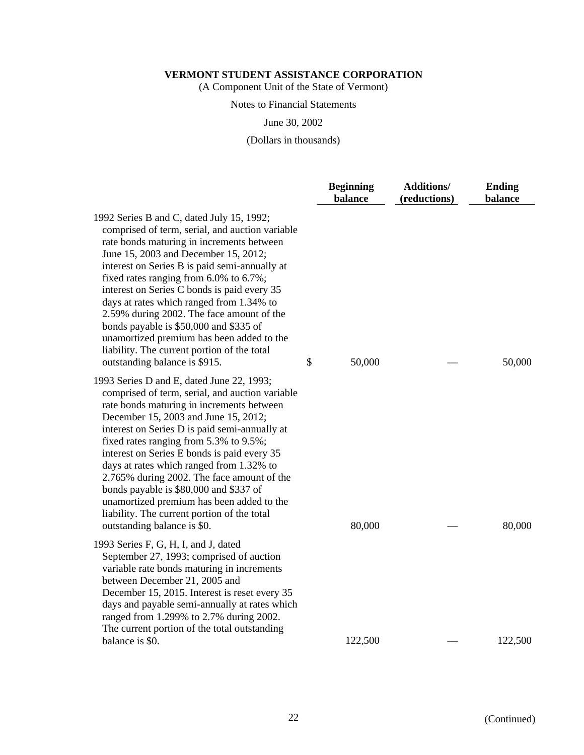**VERMONT STUDENT ASSISTANCE CORPORATION**

(A Component Unit of the State of Vermont)

Notes to Financial Statements

June 30, 2002

(Dollars in thousands)

| | | Beginning balance | Additions/ (reductions) | Ending balance |
|---|---|---|---|---|
| 1992 Series B and C, dated July 15, 1992; comprised of term, serial, and auction variable rate bonds maturing in increments between June 15, 2003 and December 15, 2012; interest on Series B is paid semi-annually at fixed rates ranging from 6.0% to 6.7%; interest on Series C bonds is paid every 35 days at rates which ranged from 1.34% to 2.59% during 2002. The face amount of the bonds payable is \$50,000 and \$335 of unamortized premium has been added to the liability. The current portion of the total outstanding balance is \$915. | $ | 50,000 | — | 50,000 |
| 1993 Series D and E, dated June 22, 1993; comprised of term, serial, and auction variable rate bonds maturing in increments between December 15, 2003 and June 15, 2012; interest on Series D is paid semi-annually at fixed rates ranging from 5.3% to 9.5%; interest on Series E bonds is paid every 35 days at rates which ranged from 1.32% to 2.765% during 2002. The face amount of the bonds payable is \$80,000 and \$337 of unamortized premium has been added to the liability. The current portion of the total outstanding balance is \$0. | | 80,000 | — | 80,000 |
| 1993 Series F, G, H, I, and J, dated September 27, 1993; comprised of auction variable rate bonds maturing in increments between December 21, 2005 and December 15, 2015. Interest is reset every 35 days and payable semi-annually at rates which ranged from 1.299% to 2.7% during 2002. The current portion of the total outstanding balance is \$0. | | 122,500 | — | 122,500 |

(Continued)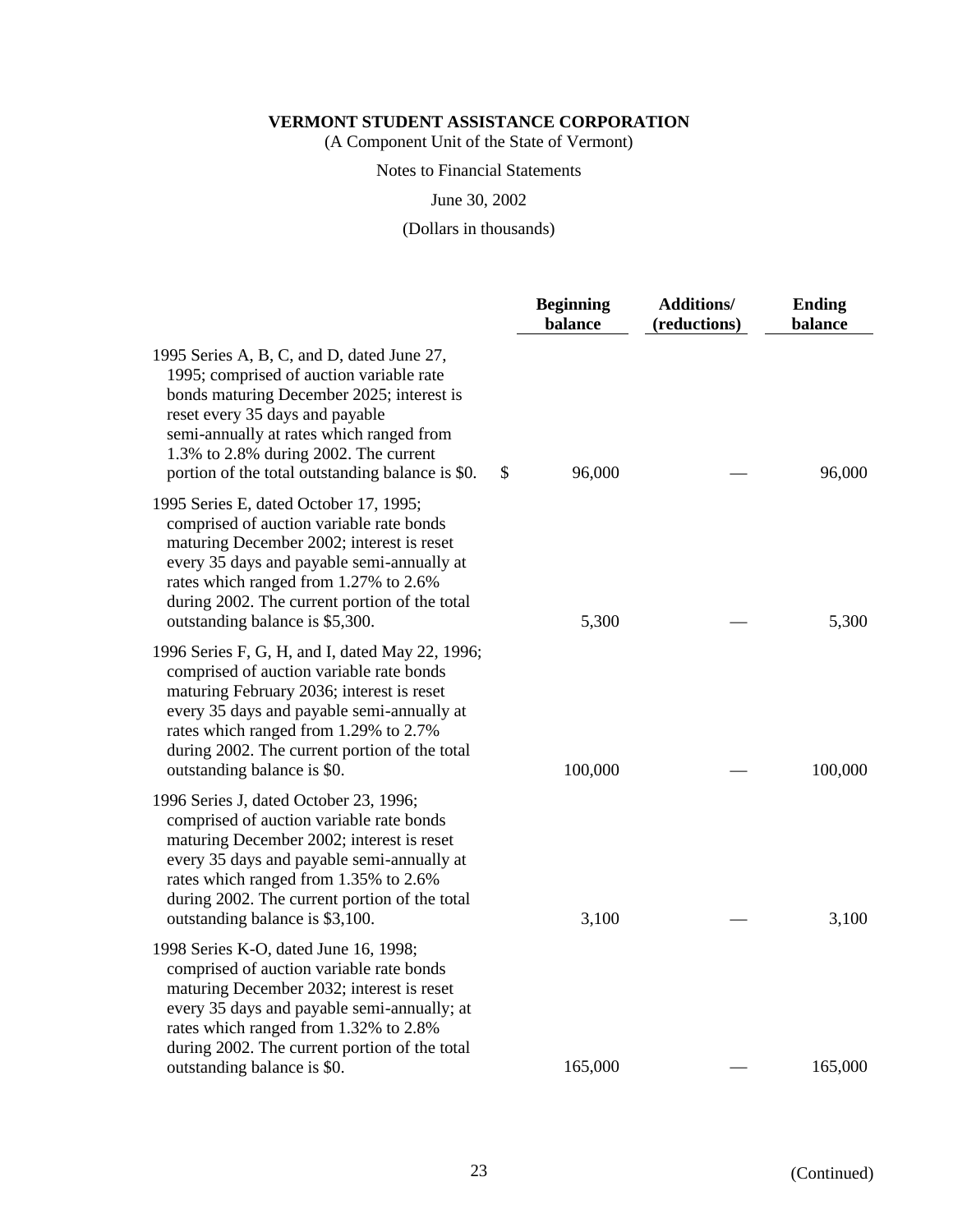**VERMONT STUDENT ASSISTANCE CORPORATION**

(A Component Unit of the State of Vermont)

Notes to Financial Statements

June 30, 2002

(Dollars in thousands)

| | Beginning balance | Additions/ (reductions) | Ending balance |
|---|---|---|---|
| 1995 Series A, B, C, and D, dated June 27, 1995; comprised of auction variable rate bonds maturing December 2025; interest is reset every 35 days and payable semi-annually at rates which ranged from 1.3% to 2.8% during 2002. The current portion of the total outstanding balance is $0. | $ 96,000 | — | 96,000 |
| 1995 Series E, dated October 17, 1995; comprised of auction variable rate bonds maturing December 2002; interest is reset every 35 days and payable semi-annually at rates which ranged from 1.27% to 2.6% during 2002. The current portion of the total outstanding balance is $5,300. | 5,300 | — | 5,300 |
| 1996 Series F, G, H, and I, dated May 22, 1996; comprised of auction variable rate bonds maturing February 2036; interest is reset every 35 days and payable semi-annually at rates which ranged from 1.29% to 2.7% during 2002. The current portion of the total outstanding balance is $0. | 100,000 | — | 100,000 |
| 1996 Series J, dated October 23, 1996; comprised of auction variable rate bonds maturing December 2002; interest is reset every 35 days and payable semi-annually at rates which ranged from 1.35% to 2.6% during 2002. The current portion of the total outstanding balance is $3,100. | 3,100 | — | 3,100 |
| 1998 Series K-O, dated June 16, 1998; comprised of auction variable rate bonds maturing December 2032; interest is reset every 35 days and payable semi-annually; at rates which ranged from 1.32% to 2.8% during 2002. The current portion of the total outstanding balance is $0. | 165,000 | — | 165,000 |

(Continued)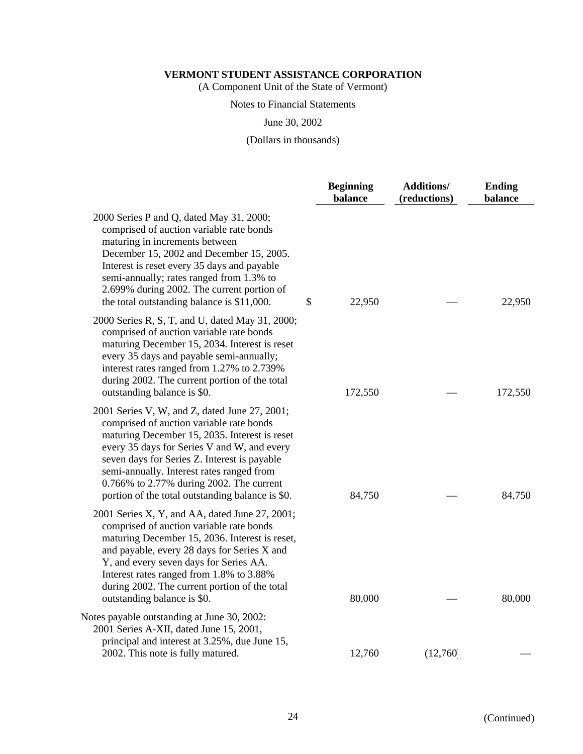**VERMONT STUDENT ASSISTANCE CORPORATION**

(A Component Unit of the State of Vermont)

Notes to Financial Statements

June 30, 2002

(Dollars in thousands)

| | Beginning balance | Additions/ (reductions) | Ending balance |
|---|---|---|---|
| 2000 Series P and Q, dated May 31, 2000; comprised of auction variable rate bonds maturing in increments between December 15, 2002 and December 15, 2005. Interest is reset every 35 days and payable semi-annually; rates ranged from 1.3% to 2.699% during 2002. The current portion of the total outstanding balance is $11,000. | $ 22,950 | — | 22,950 |
| 2000 Series R, S, T, and U, dated May 31, 2000; comprised of auction variable rate bonds maturing December 15, 2034. Interest is reset every 35 days and payable semi-annually; interest rates ranged from 1.27% to 2.739% during 2002. The current portion of the total outstanding balance is $0. | 172,550 | — | 172,550 |
| 2001 Series V, W, and Z, dated June 27, 2001; comprised of auction variable rate bonds maturing December 15, 2035. Interest is reset every 35 days for Series V and W, and every seven days for Series Z. Interest is payable semi-annually. Interest rates ranged from 0.766% to 2.77% during 2002. The current portion of the total outstanding balance is $0. | 84,750 | — | 84,750 |
| 2001 Series X, Y, and AA, dated June 27, 2001; comprised of auction variable rate bonds maturing December 15, 2036. Interest is reset, and payable, every 28 days for Series X and Y, and every seven days for Series AA. Interest rates ranged from 1.8% to 3.88% during 2002. The current portion of the total outstanding balance is $0. | 80,000 | — | 80,000 |
| Notes payable outstanding at June 30, 2002: | | | |
| 2001 Series A-XII, dated June 15, 2001, principal and interest at 3.25%, due June 15, 2002. This note is fully matured. | 12,760 | (12,760) | — |

(Continued)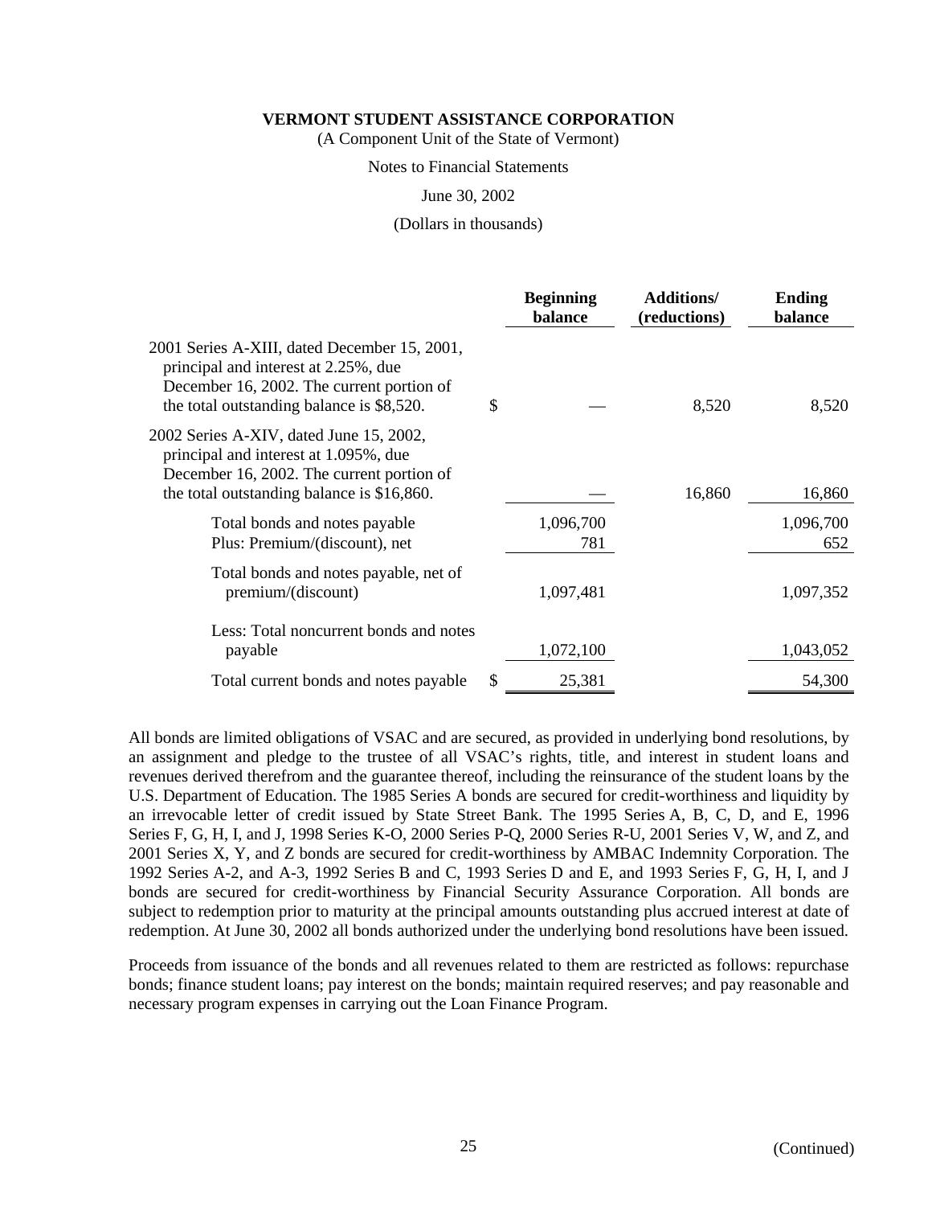**VERMONT STUDENT ASSISTANCE CORPORATION**

(A Component Unit of the State of Vermont)

Notes to Financial Statements

June 30, 2002

(Dollars in thousands)

| | Beginning balance | Additions/ (reductions) | Ending balance |
|---|---|---|---|
| 2001 Series A-XIII, dated December 15, 2001, principal and interest at 2.25%, due December 16, 2002. The current portion of the total outstanding balance is $8,520. | $ — | 8,520 | 8,520 |
| 2002 Series A-XIV, dated June 15, 2002, principal and interest at 1.095%, due December 16, 2002. The current portion of the total outstanding balance is $16,860. | — | 16,860 | 16,860 |
| Total bonds and notes payable | 1,096,700 | | 1,096,700 |
| Plus: Premium/(discount), net | 781 | | 652 |
| Total bonds and notes payable, net of premium/(discount) | 1,097,481 | | 1,097,352 |
| Less: Total noncurrent bonds and notes payable | 1,072,100 | | 1,043,052 |
| Total current bonds and notes payable | $ 25,381 | | 54,300 |

All bonds are limited obligations of VSAC and are secured, as provided in underlying bond resolutions, by an assignment and pledge to the trustee of all VSAC's rights, title, and interest in student loans and revenues derived therefrom and the guarantee thereof, including the reinsurance of the student loans by the U.S. Department of Education. The 1985 Series A bonds are secured for credit-worthiness and liquidity by an irrevocable letter of credit issued by State Street Bank. The 1995 Series A, B, C, D, and E, 1996 Series F, G, H, I, and J, 1998 Series K-O, 2000 Series P-Q, 2000 Series R-U, 2001 Series V, W, and Z, and 2001 Series X, Y, and Z bonds are secured for credit-worthiness by AMBAC Indemnity Corporation. The 1992 Series A-2, and A-3, 1992 Series B and C, 1993 Series D and E, and 1993 Series F, G, H, I, and J bonds are secured for credit-worthiness by Financial Security Assurance Corporation. All bonds are subject to redemption prior to maturity at the principal amounts outstanding plus accrued interest at date of redemption. At June 30, 2002 all bonds authorized under the underlying bond resolutions have been issued.

Proceeds from issuance of the bonds and all revenues related to them are restricted as follows: repurchase bonds; finance student loans; pay interest on the bonds; maintain required reserves; and pay reasonable and necessary program expenses in carrying out the Loan Finance Program.

(Continued)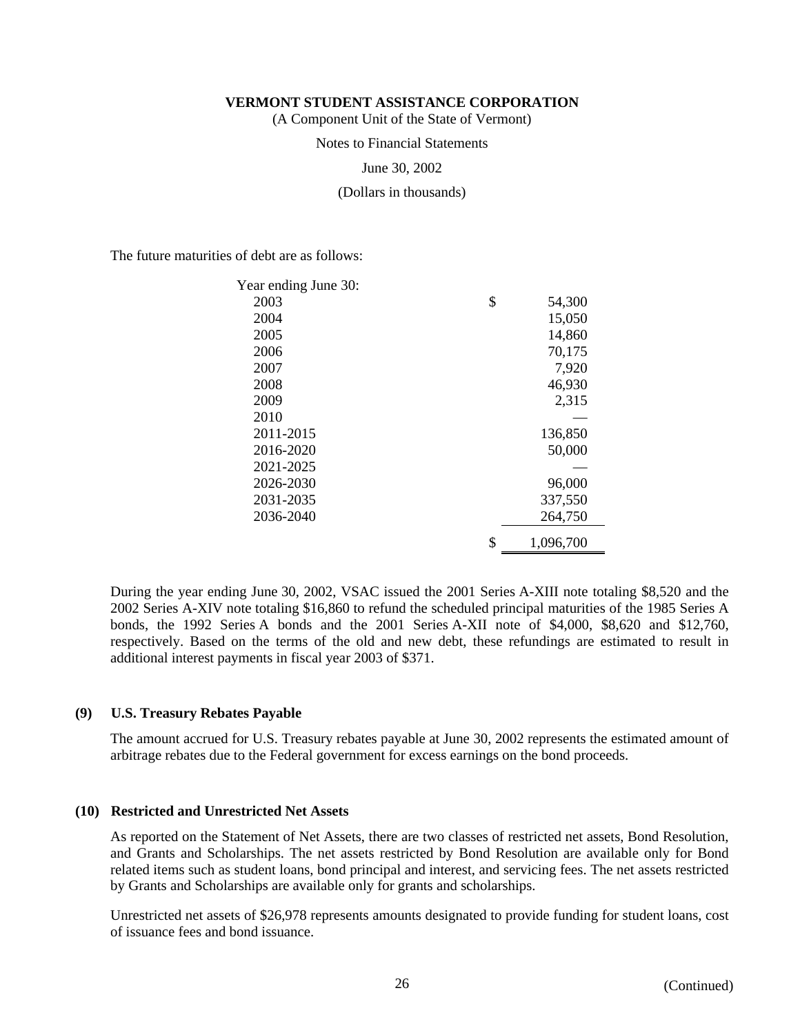**VERMONT STUDENT ASSISTANCE CORPORATION**

(A Component Unit of the State of Vermont)

Notes to Financial Statements

June 30, 2002

(Dollars in thousands)

The future maturities of debt are as follows:

| Year ending June 30: | |
|---|---|
| 2003 | $ 54,300 |
| 2004 | 15,050 |
| 2005 | 14,860 |
| 2006 | 70,175 |
| 2007 | 7,920 |
| 2008 | 46,930 |
| 2009 | 2,315 |
| 2010 | — |
| 2011-2015 | 136,850 |
| 2016-2020 | 50,000 |
| 2021-2025 | — |
| 2026-2030 | 96,000 |
| 2031-2035 | 337,550 |
| 2036-2040 | 264,750 |
| | $ 1,096,700 |

During the year ending June 30, 2002, VSAC issued the 2001 Series A-XIII note totaling $8,520 and the 2002 Series A-XIV note totaling $16,860 to refund the scheduled principal maturities of the 1985 Series A bonds, the 1992 Series A bonds and the 2001 Series A-XII note of $4,000, $8,620 and $12,760, respectively. Based on the terms of the old and new debt, these refundings are estimated to result in additional interest payments in fiscal year 2003 of $371.

## (9) U.S. Treasury Rebates Payable

The amount accrued for U.S. Treasury rebates payable at June 30, 2002 represents the estimated amount of arbitrage rebates due to the Federal government for excess earnings on the bond proceeds.

## (10) Restricted and Unrestricted Net Assets

As reported on the Statement of Net Assets, there are two classes of restricted net assets, Bond Resolution, and Grants and Scholarships. The net assets restricted by Bond Resolution are available only for Bond related items such as student loans, bond principal and interest, and servicing fees. The net assets restricted by Grants and Scholarships are available only for grants and scholarships.

Unrestricted net assets of $26,978 represents amounts designated to provide funding for student loans, cost of issuance fees and bond issuance.

(Continued)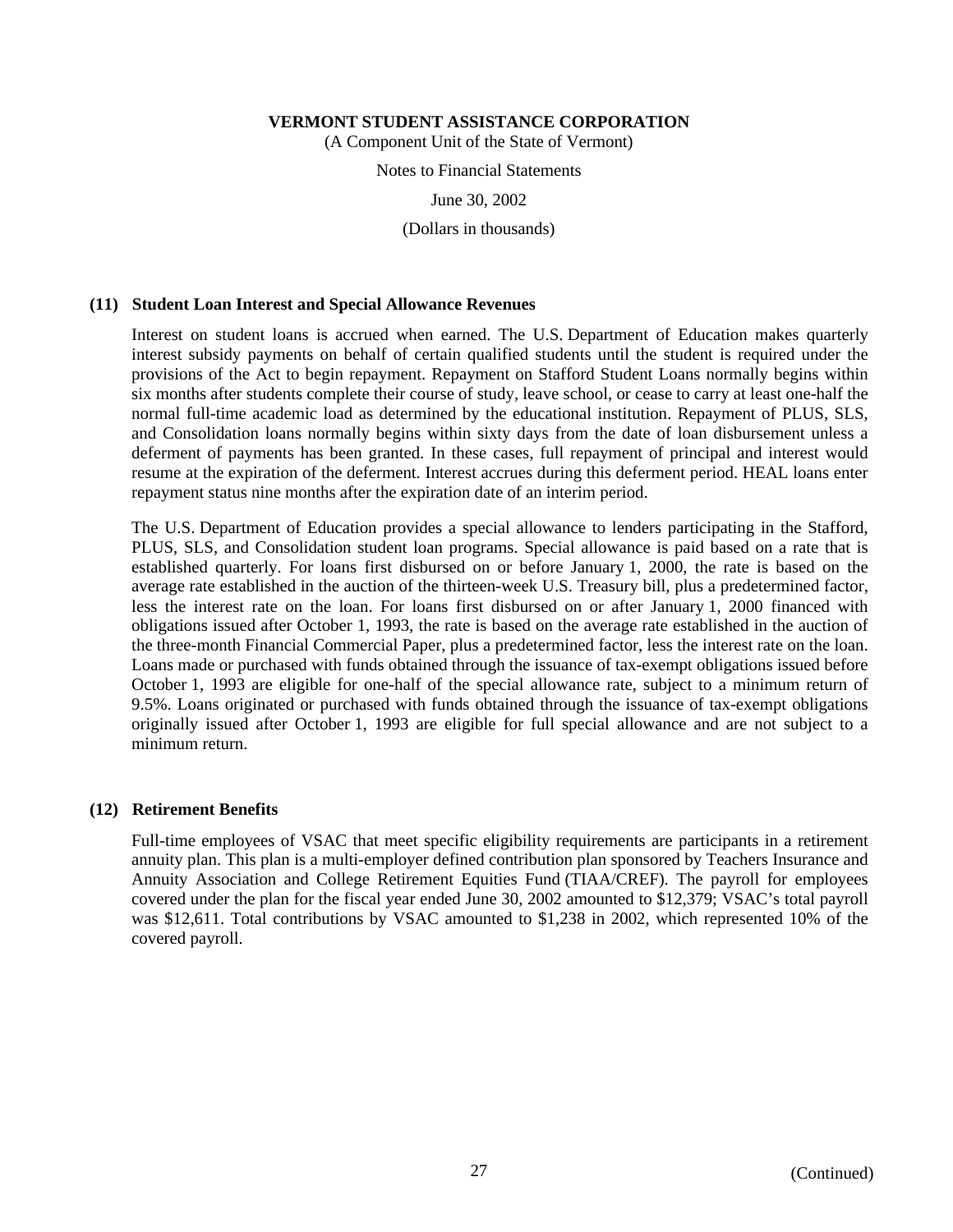# VERMONT STUDENT ASSISTANCE CORPORATION

(A Component Unit of the State of Vermont)

Notes to Financial Statements

June 30, 2002

(Dollars in thousands)

## (11) Student Loan Interest and Special Allowance Revenues

Interest on student loans is accrued when earned. The U.S. Department of Education makes quarterly interest subsidy payments on behalf of certain qualified students until the student is required under the provisions of the Act to begin repayment. Repayment on Stafford Student Loans normally begins within six months after students complete their course of study, leave school, or cease to carry at least one-half the normal full-time academic load as determined by the educational institution. Repayment of PLUS, SLS, and Consolidation loans normally begins within sixty days from the date of loan disbursement unless a deferment of payments has been granted. In these cases, full repayment of principal and interest would resume at the expiration of the deferment. Interest accrues during this deferment period. HEAL loans enter repayment status nine months after the expiration date of an interim period.

The U.S. Department of Education provides a special allowance to lenders participating in the Stafford, PLUS, SLS, and Consolidation student loan programs. Special allowance is paid based on a rate that is established quarterly. For loans first disbursed on or before January 1, 2000, the rate is based on the average rate established in the auction of the thirteen-week U.S. Treasury bill, plus a predetermined factor, less the interest rate on the loan. For loans first disbursed on or after January 1, 2000 financed with obligations issued after October 1, 1993, the rate is based on the average rate established in the auction of the three-month Financial Commercial Paper, plus a predetermined factor, less the interest rate on the loan. Loans made or purchased with funds obtained through the issuance of tax-exempt obligations issued before October 1, 1993 are eligible for one-half of the special allowance rate, subject to a minimum return of 9.5%. Loans originated or purchased with funds obtained through the issuance of tax-exempt obligations originally issued after October 1, 1993 are eligible for full special allowance and are not subject to a minimum return.

## (12) Retirement Benefits

Full-time employees of VSAC that meet specific eligibility requirements are participants in a retirement annuity plan. This plan is a multi-employer defined contribution plan sponsored by Teachers Insurance and Annuity Association and College Retirement Equities Fund (TIAA/CREF). The payroll for employees covered under the plan for the fiscal year ended June 30, 2002 amounted to $12,379; VSAC's total payroll was $12,611. Total contributions by VSAC amounted to $1,238 in 2002, which represented 10% of the covered payroll.

(Continued)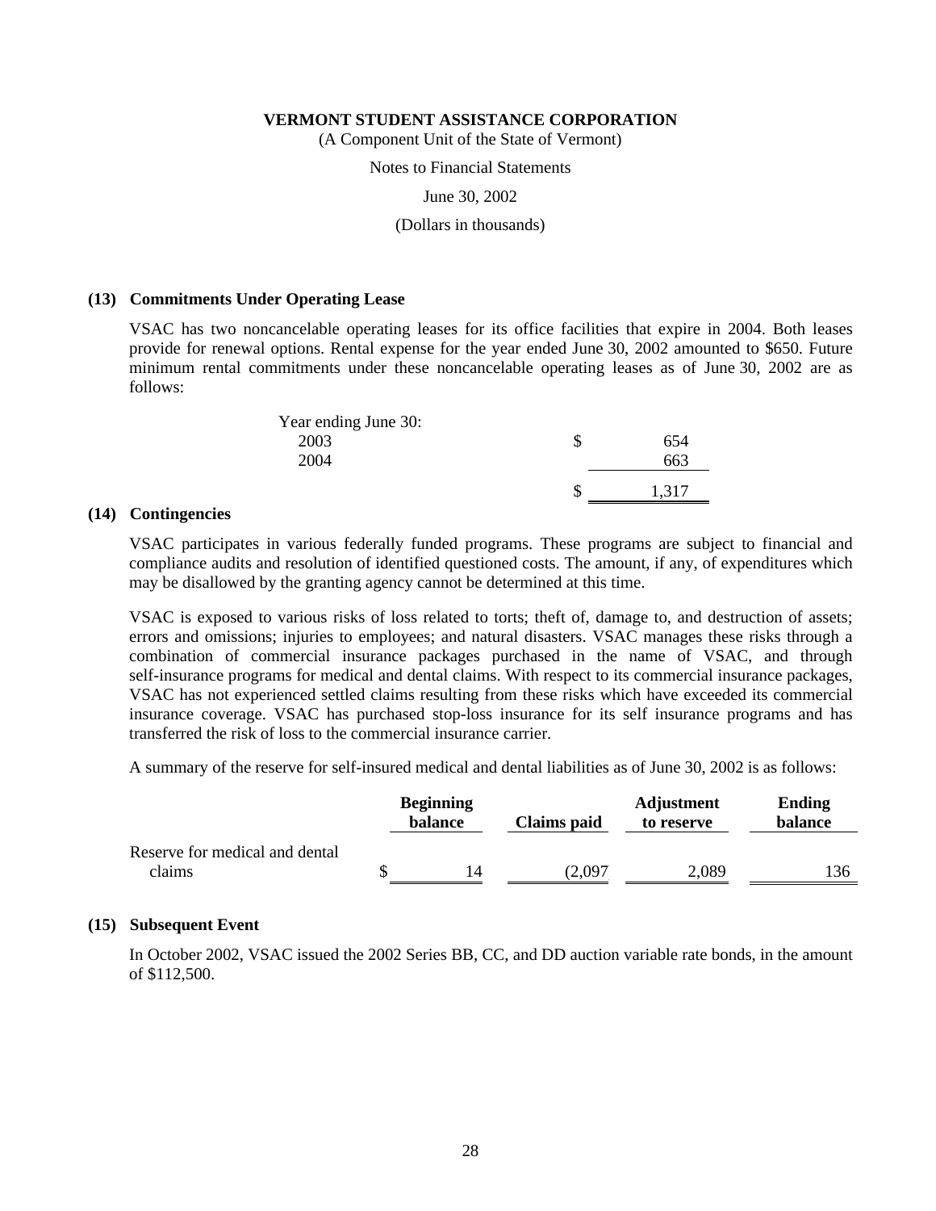**VERMONT STUDENT ASSISTANCE CORPORATION**

(A Component Unit of the State of Vermont)

Notes to Financial Statements

June 30, 2002

(Dollars in thousands)

## (13) Commitments Under Operating Lease

VSAC has two noncancelable operating leases for its office facilities that expire in 2004. Both leases provide for renewal options. Rental expense for the year ended June 30, 2002 amounted to $650. Future minimum rental commitments under these noncancelable operating leases as of June 30, 2002 are as follows:

| | | |
|---|---|---|
| Year ending June 30: | | |
| 2003 | $ | 654 |
| 2004 | | 663 |
| | $ | 1,317 |

## (14) Contingencies

VSAC participates in various federally funded programs. These programs are subject to financial and compliance audits and resolution of identified questioned costs. The amount, if any, of expenditures which may be disallowed by the granting agency cannot be determined at this time.

VSAC is exposed to various risks of loss related to torts; theft of, damage to, and destruction of assets; errors and omissions; injuries to employees; and natural disasters. VSAC manages these risks through a combination of commercial insurance packages purchased in the name of VSAC, and through self-insurance programs for medical and dental claims. With respect to its commercial insurance packages, VSAC has not experienced settled claims resulting from these risks which have exceeded its commercial insurance coverage. VSAC has purchased stop-loss insurance for its self insurance programs and has transferred the risk of loss to the commercial insurance carrier.

A summary of the reserve for self-insured medical and dental liabilities as of June 30, 2002 is as follows:

| | Beginning balance | Claims paid | Adjustment to reserve | Ending balance |
|---|---|---|---|---|
| Reserve for medical and dental claims | $ 14 | (2,097 | 2,089 | 136 |

## (15) Subsequent Event

In October 2002, VSAC issued the 2002 Series BB, CC, and DD auction variable rate bonds, in the amount of $112,500.